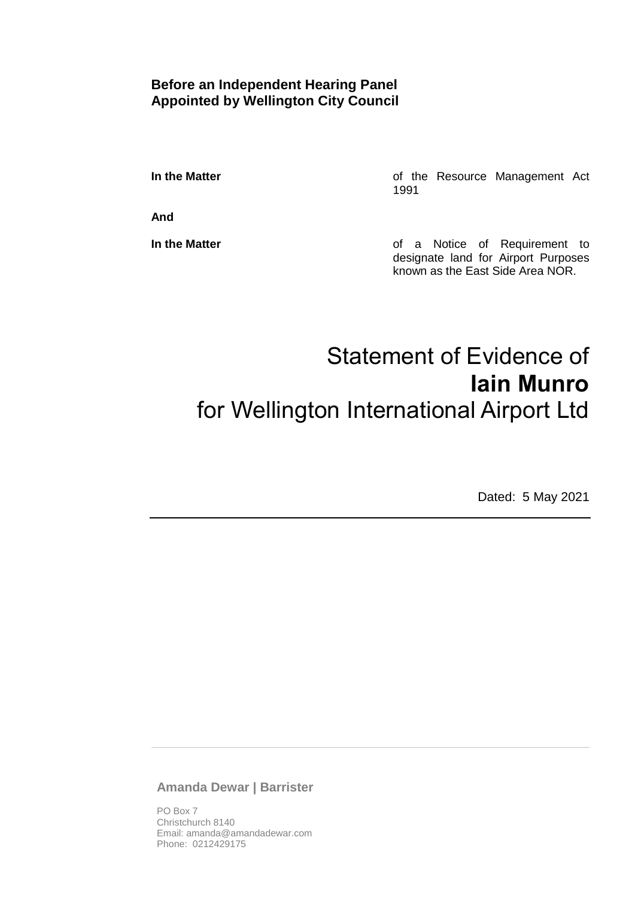**Before an Independent Hearing Panel**
**Appointed by Wellington City Council**

| | |
|---|---|
| **In the Matter** | of the Resource Management Act 1991 |
| **And** | |
| **In the Matter** | of a Notice of Requirement to designate land for Airport Purposes known as the East Side Area NOR. |

# Statement of Evidence of **Iain Munro** for Wellington International Airport Ltd

Dated: 5 May 2021

---

**Amanda Dewar | Barrister**

PO Box 7
Christchurch 8140
Email: amanda@amandadewar.com
Phone: 0212429175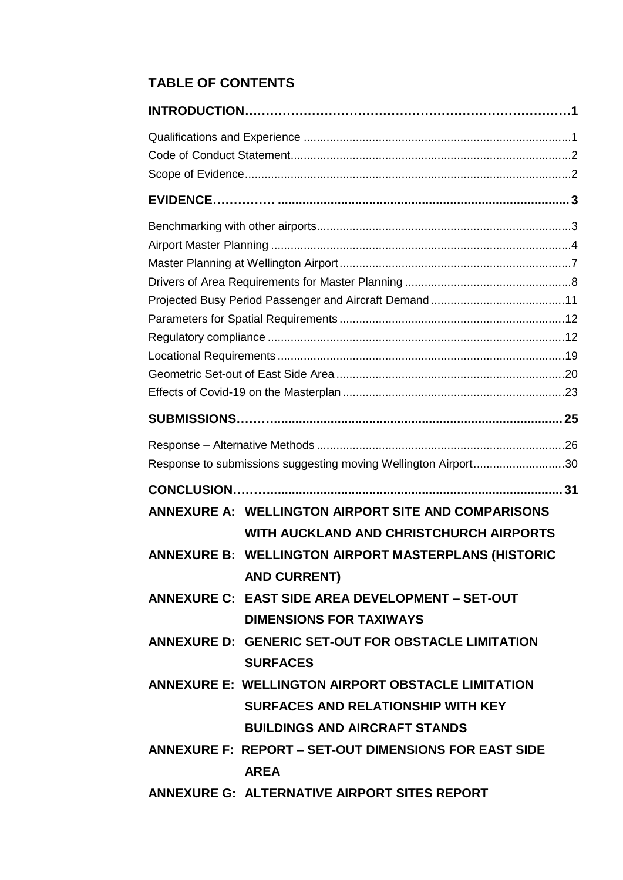## TABLE OF CONTENTS

**INTRODUCTION……………………………………………………………………1**

Qualifications and Experience .................................................................................1
Code of Conduct Statement......................................................................................2
Scope of Evidence.....................................................................................................2

**EVIDENCE…………… .................................................................................3**

Benchmarking with other airports..............................................................................3
Airport Master Planning ............................................................................................4
Master Planning at Wellington Airport.......................................................................7
Drivers of Area Requirements for Master Planning ...................................................8
Projected Busy Period Passenger and Aircraft Demand .........................................11
Parameters for Spatial Requirements .....................................................................12
Regulatory compliance ............................................................................................12
Locational Requirements ........................................................................................19
Geometric Set-out of East Side Area ......................................................................20
Effects of Covid-19 on the Masterplan ....................................................................23

**SUBMISSIONS……….................................................................................25**

Response – Alternative Methods ............................................................................26
Response to submissions suggesting moving Wellington Airport............................30

**CONCLUSION………....................................................................................31**

**ANNEXURE A: WELLINGTON AIRPORT SITE AND COMPARISONS WITH AUCKLAND AND CHRISTCHURCH AIRPORTS**

**ANNEXURE B: WELLINGTON AIRPORT MASTERPLANS (HISTORIC AND CURRENT)**

**ANNEXURE C: EAST SIDE AREA DEVELOPMENT – SET-OUT DIMENSIONS FOR TAXIWAYS**

**ANNEXURE D: GENERIC SET-OUT FOR OBSTACLE LIMITATION SURFACES**

**ANNEXURE E: WELLINGTON AIRPORT OBSTACLE LIMITATION SURFACES AND RELATIONSHIP WITH KEY BUILDINGS AND AIRCRAFT STANDS**

**ANNEXURE F: REPORT – SET-OUT DIMENSIONS FOR EAST SIDE AREA**

**ANNEXURE G: ALTERNATIVE AIRPORT SITES REPORT**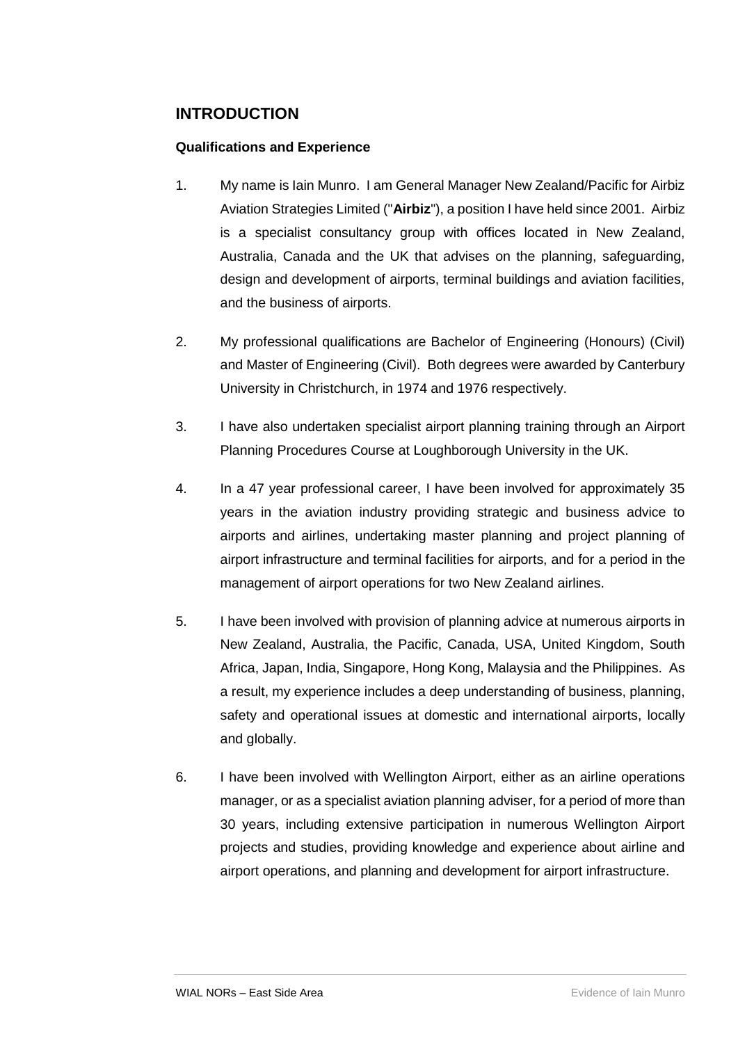## INTRODUCTION

### Qualifications and Experience

1. My name is Iain Munro. I am General Manager New Zealand/Pacific for Airbiz Aviation Strategies Limited ("**Airbiz**"), a position I have held since 2001. Airbiz is a specialist consultancy group with offices located in New Zealand, Australia, Canada and the UK that advises on the planning, safeguarding, design and development of airports, terminal buildings and aviation facilities, and the business of airports.

2. My professional qualifications are Bachelor of Engineering (Honours) (Civil) and Master of Engineering (Civil). Both degrees were awarded by Canterbury University in Christchurch, in 1974 and 1976 respectively.

3. I have also undertaken specialist airport planning training through an Airport Planning Procedures Course at Loughborough University in the UK.

4. In a 47 year professional career, I have been involved for approximately 35 years in the aviation industry providing strategic and business advice to airports and airlines, undertaking master planning and project planning of airport infrastructure and terminal facilities for airports, and for a period in the management of airport operations for two New Zealand airlines.

5. I have been involved with provision of planning advice at numerous airports in New Zealand, Australia, the Pacific, Canada, USA, United Kingdom, South Africa, Japan, India, Singapore, Hong Kong, Malaysia and the Philippines. As a result, my experience includes a deep understanding of business, planning, safety and operational issues at domestic and international airports, locally and globally.

6. I have been involved with Wellington Airport, either as an airline operations manager, or as a specialist aviation planning adviser, for a period of more than 30 years, including extensive participation in numerous Wellington Airport projects and studies, providing knowledge and experience about airline and airport operations, and planning and development for airport infrastructure.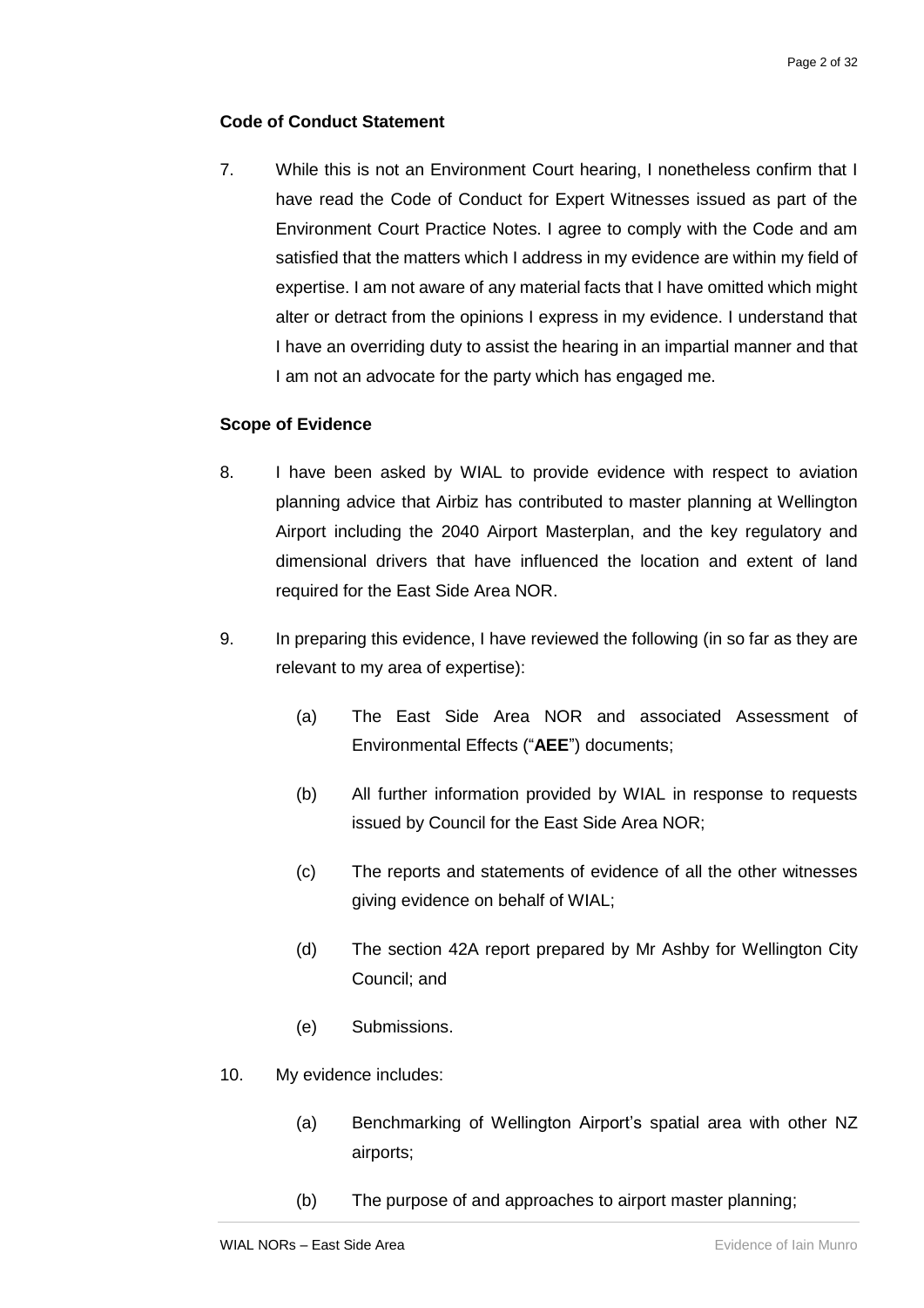**Code of Conduct Statement**

7. While this is not an Environment Court hearing, I nonetheless confirm that I have read the Code of Conduct for Expert Witnesses issued as part of the Environment Court Practice Notes. I agree to comply with the Code and am satisfied that the matters which I address in my evidence are within my field of expertise. I am not aware of any material facts that I have omitted which might alter or detract from the opinions I express in my evidence. I understand that I have an overriding duty to assist the hearing in an impartial manner and that I am not an advocate for the party which has engaged me.

**Scope of Evidence**

8. I have been asked by WIAL to provide evidence with respect to aviation planning advice that Airbiz has contributed to master planning at Wellington Airport including the 2040 Airport Masterplan, and the key regulatory and dimensional drivers that have influenced the location and extent of land required for the East Side Area NOR.

9. In preparing this evidence, I have reviewed the following (in so far as they are relevant to my area of expertise):

   (a) The East Side Area NOR and associated Assessment of Environmental Effects ("**AEE**") documents;

   (b) All further information provided by WIAL in response to requests issued by Council for the East Side Area NOR;

   (c) The reports and statements of evidence of all the other witnesses giving evidence on behalf of WIAL;

   (d) The section 42A report prepared by Mr Ashby for Wellington City Council; and

   (e) Submissions.

10. My evidence includes:

   (a) Benchmarking of Wellington Airport's spatial area with other NZ airports;

   (b) The purpose of and approaches to airport master planning;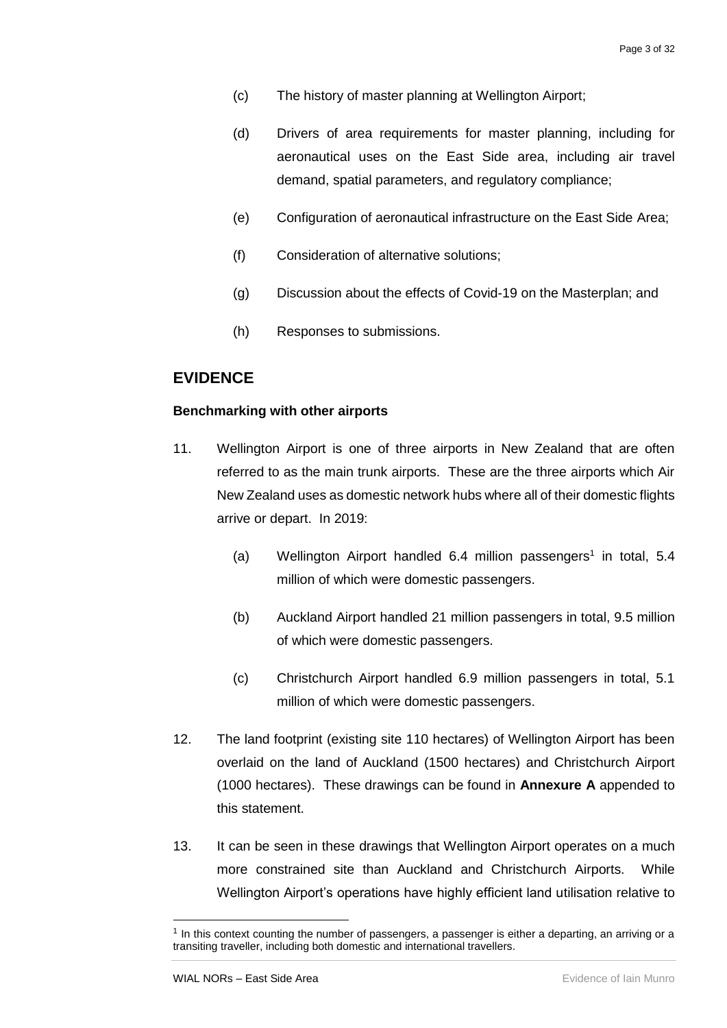(c) The history of master planning at Wellington Airport;

(d) Drivers of area requirements for master planning, including for aeronautical uses on the East Side area, including air travel demand, spatial parameters, and regulatory compliance;

(e) Configuration of aeronautical infrastructure on the East Side Area;

(f) Consideration of alternative solutions;

(g) Discussion about the effects of Covid-19 on the Masterplan; and

(h) Responses to submissions.

## EVIDENCE

### Benchmarking with other airports

11. Wellington Airport is one of three airports in New Zealand that are often referred to as the main trunk airports. These are the three airports which Air New Zealand uses as domestic network hubs where all of their domestic flights arrive or depart. In 2019:

    (a) Wellington Airport handled 6.4 million passengers[1] in total, 5.4 million of which were domestic passengers.

    (b) Auckland Airport handled 21 million passengers in total, 9.5 million of which were domestic passengers.

    (c) Christchurch Airport handled 6.9 million passengers in total, 5.1 million of which were domestic passengers.

12. The land footprint (existing site 110 hectares) of Wellington Airport has been overlaid on the land of Auckland (1500 hectares) and Christchurch Airport (1000 hectares). These drawings can be found in **Annexure A** appended to this statement.

13. It can be seen in these drawings that Wellington Airport operates on a much more constrained site than Auckland and Christchurch Airports. While Wellington Airport's operations have highly efficient land utilisation relative to

[1] In this context counting the number of passengers, a passenger is either a departing, an arriving or a transiting traveller, including both domestic and international travellers.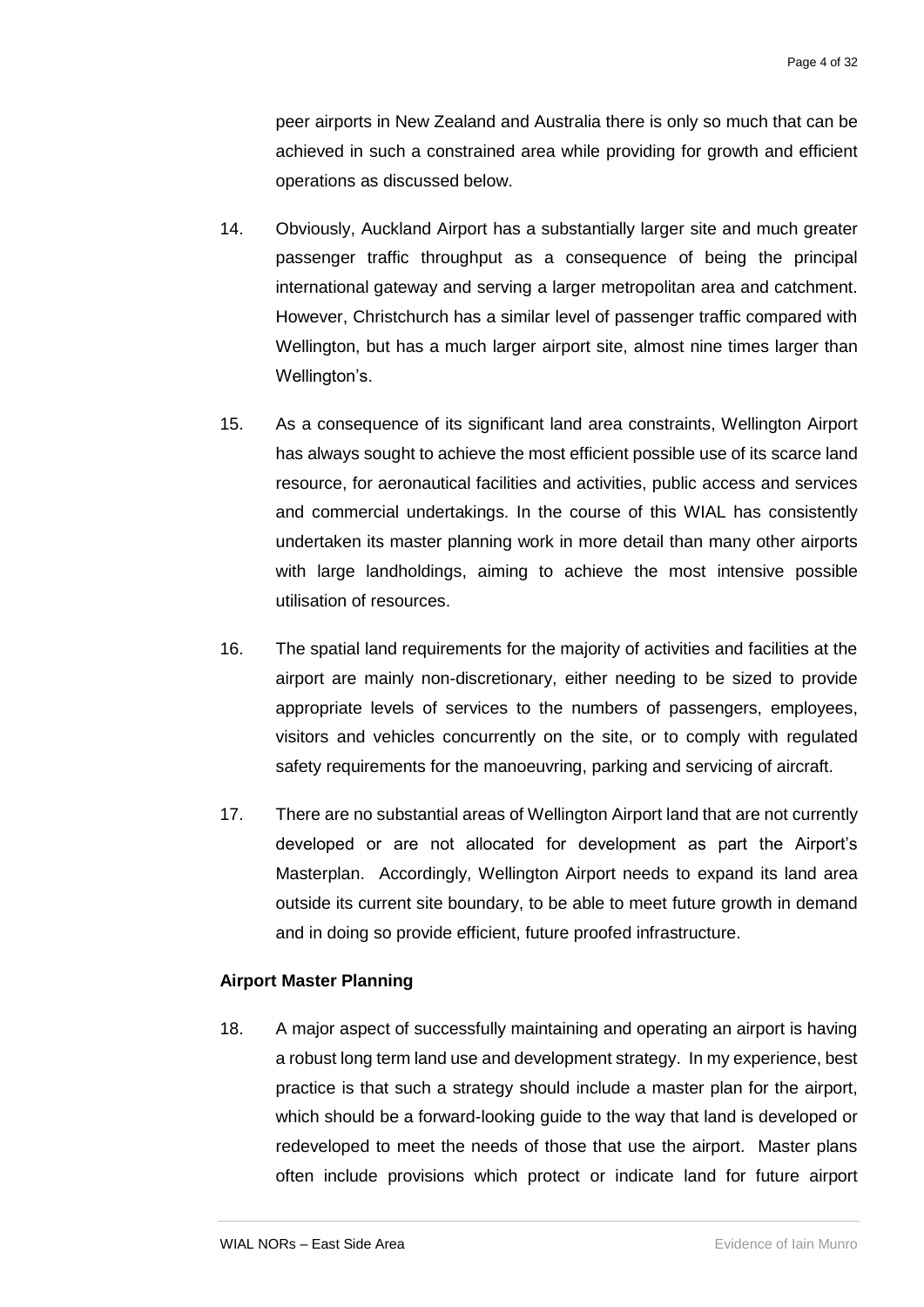peer airports in New Zealand and Australia there is only so much that can be achieved in such a constrained area while providing for growth and efficient operations as discussed below.

14. Obviously, Auckland Airport has a substantially larger site and much greater passenger traffic throughput as a consequence of being the principal international gateway and serving a larger metropolitan area and catchment. However, Christchurch has a similar level of passenger traffic compared with Wellington, but has a much larger airport site, almost nine times larger than Wellington's.

15. As a consequence of its significant land area constraints, Wellington Airport has always sought to achieve the most efficient possible use of its scarce land resource, for aeronautical facilities and activities, public access and services and commercial undertakings. In the course of this WIAL has consistently undertaken its master planning work in more detail than many other airports with large landholdings, aiming to achieve the most intensive possible utilisation of resources.

16. The spatial land requirements for the majority of activities and facilities at the airport are mainly non-discretionary, either needing to be sized to provide appropriate levels of services to the numbers of passengers, employees, visitors and vehicles concurrently on the site, or to comply with regulated safety requirements for the manoeuvring, parking and servicing of aircraft.

17. There are no substantial areas of Wellington Airport land that are not currently developed or are not allocated for development as part the Airport's Masterplan. Accordingly, Wellington Airport needs to expand its land area outside its current site boundary, to be able to meet future growth in demand and in doing so provide efficient, future proofed infrastructure.

**Airport Master Planning**

18. A major aspect of successfully maintaining and operating an airport is having a robust long term land use and development strategy. In my experience, best practice is that such a strategy should include a master plan for the airport, which should be a forward-looking guide to the way that land is developed or redeveloped to meet the needs of those that use the airport. Master plans often include provisions which protect or indicate land for future airport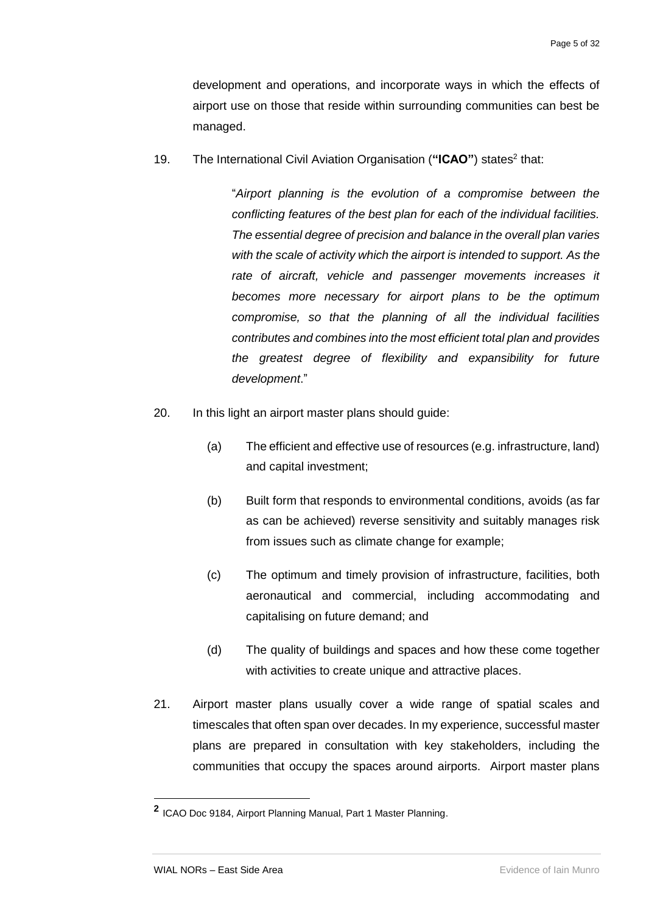development and operations, and incorporate ways in which the effects of airport use on those that reside within surrounding communities can best be managed.

19. The International Civil Aviation Organisation (**"ICAO"**) states[2] that:

> "*Airport planning is the evolution of a compromise between the conflicting features of the best plan for each of the individual facilities. The essential degree of precision and balance in the overall plan varies with the scale of activity which the airport is intended to support. As the rate of aircraft, vehicle and passenger movements increases it becomes more necessary for airport plans to be the optimum compromise, so that the planning of all the individual facilities contributes and combines into the most efficient total plan and provides the greatest degree of flexibility and expansibility for future development*."

20. In this light an airport master plans should guide:

    (a) The efficient and effective use of resources (e.g. infrastructure, land) and capital investment;

    (b) Built form that responds to environmental conditions, avoids (as far as can be achieved) reverse sensitivity and suitably manages risk from issues such as climate change for example;

    (c) The optimum and timely provision of infrastructure, facilities, both aeronautical and commercial, including accommodating and capitalising on future demand; and

    (d) The quality of buildings and spaces and how these come together with activities to create unique and attractive places.

21. Airport master plans usually cover a wide range of spatial scales and timescales that often span over decades. In my experience, successful master plans are prepared in consultation with key stakeholders, including the communities that occupy the spaces around airports. Airport master plans

---

[2] ICAO Doc 9184, Airport Planning Manual, Part 1 Master Planning.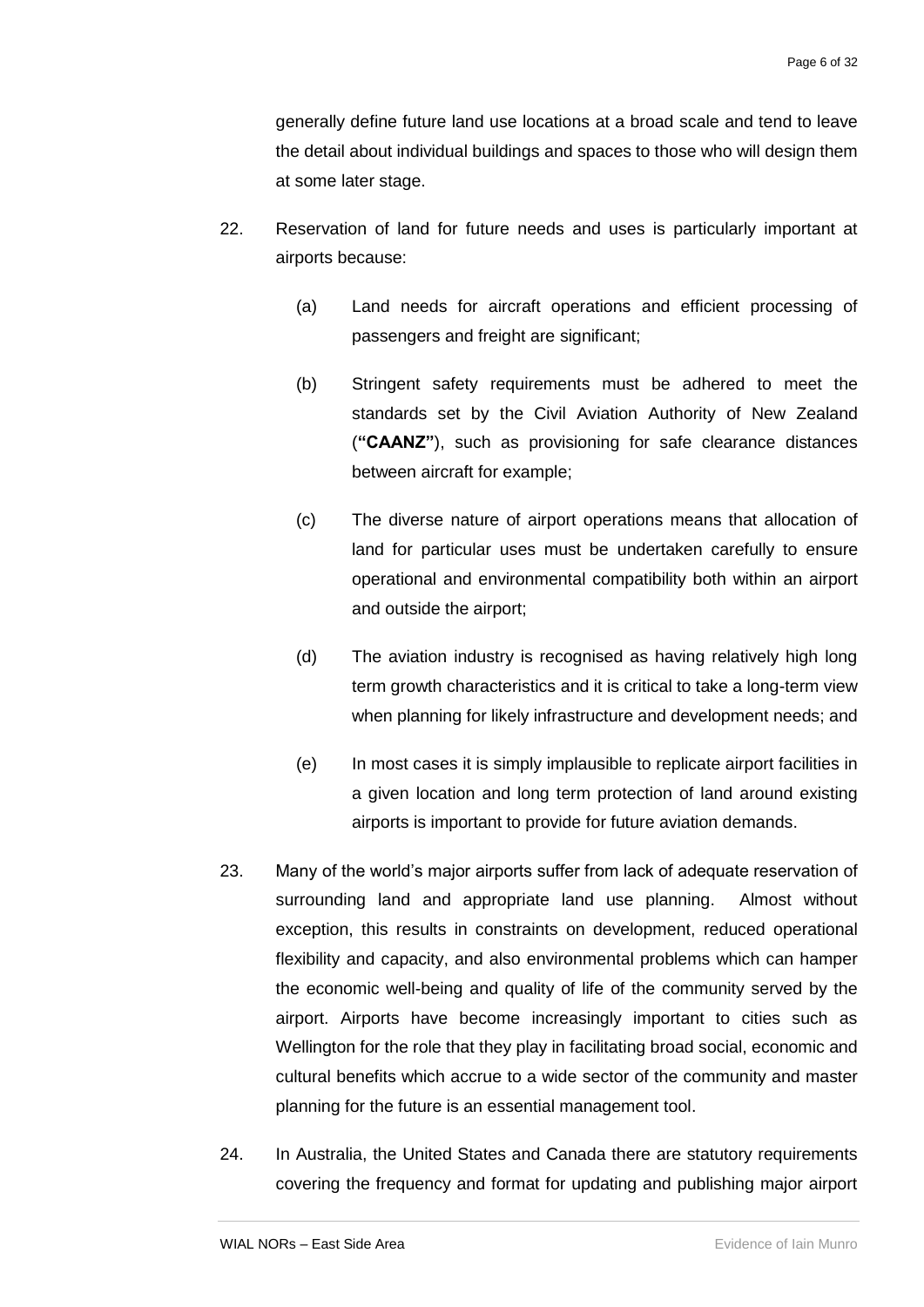generally define future land use locations at a broad scale and tend to leave the detail about individual buildings and spaces to those who will design them at some later stage.

22. Reservation of land for future needs and uses is particularly important at airports because:

    (a) Land needs for aircraft operations and efficient processing of passengers and freight are significant;

    (b) Stringent safety requirements must be adhered to meet the standards set by the Civil Aviation Authority of New Zealand (**"CAANZ"**), such as provisioning for safe clearance distances between aircraft for example;

    (c) The diverse nature of airport operations means that allocation of land for particular uses must be undertaken carefully to ensure operational and environmental compatibility both within an airport and outside the airport;

    (d) The aviation industry is recognised as having relatively high long term growth characteristics and it is critical to take a long-term view when planning for likely infrastructure and development needs; and

    (e) In most cases it is simply implausible to replicate airport facilities in a given location and long term protection of land around existing airports is important to provide for future aviation demands.

23. Many of the world's major airports suffer from lack of adequate reservation of surrounding land and appropriate land use planning. Almost without exception, this results in constraints on development, reduced operational flexibility and capacity, and also environmental problems which can hamper the economic well-being and quality of life of the community served by the airport. Airports have become increasingly important to cities such as Wellington for the role that they play in facilitating broad social, economic and cultural benefits which accrue to a wide sector of the community and master planning for the future is an essential management tool.

24. In Australia, the United States and Canada there are statutory requirements covering the frequency and format for updating and publishing major airport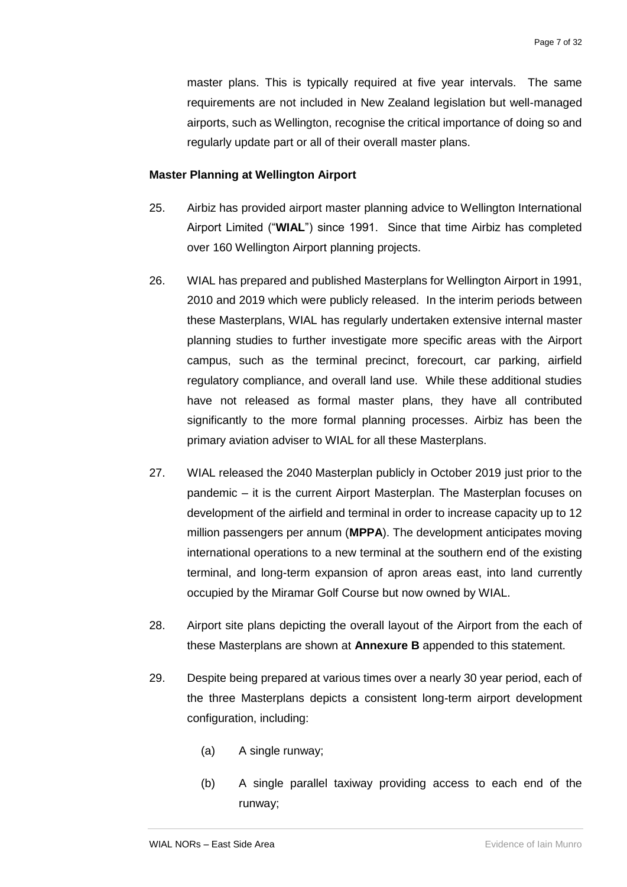master plans. This is typically required at five year intervals. The same requirements are not included in New Zealand legislation but well-managed airports, such as Wellington, recognise the critical importance of doing so and regularly update part or all of their overall master plans.

**Master Planning at Wellington Airport**

25. Airbiz has provided airport master planning advice to Wellington International Airport Limited ("**WIAL**") since 1991. Since that time Airbiz has completed over 160 Wellington Airport planning projects.

26. WIAL has prepared and published Masterplans for Wellington Airport in 1991, 2010 and 2019 which were publicly released. In the interim periods between these Masterplans, WIAL has regularly undertaken extensive internal master planning studies to further investigate more specific areas with the Airport campus, such as the terminal precinct, forecourt, car parking, airfield regulatory compliance, and overall land use. While these additional studies have not released as formal master plans, they have all contributed significantly to the more formal planning processes. Airbiz has been the primary aviation adviser to WIAL for all these Masterplans.

27. WIAL released the 2040 Masterplan publicly in October 2019 just prior to the pandemic – it is the current Airport Masterplan. The Masterplan focuses on development of the airfield and terminal in order to increase capacity up to 12 million passengers per annum (**MPPA**). The development anticipates moving international operations to a new terminal at the southern end of the existing terminal, and long-term expansion of apron areas east, into land currently occupied by the Miramar Golf Course but now owned by WIAL.

28. Airport site plans depicting the overall layout of the Airport from the each of these Masterplans are shown at **Annexure B** appended to this statement.

29. Despite being prepared at various times over a nearly 30 year period, each of the three Masterplans depicts a consistent long-term airport development configuration, including:

    (a) A single runway;

    (b) A single parallel taxiway providing access to each end of the runway;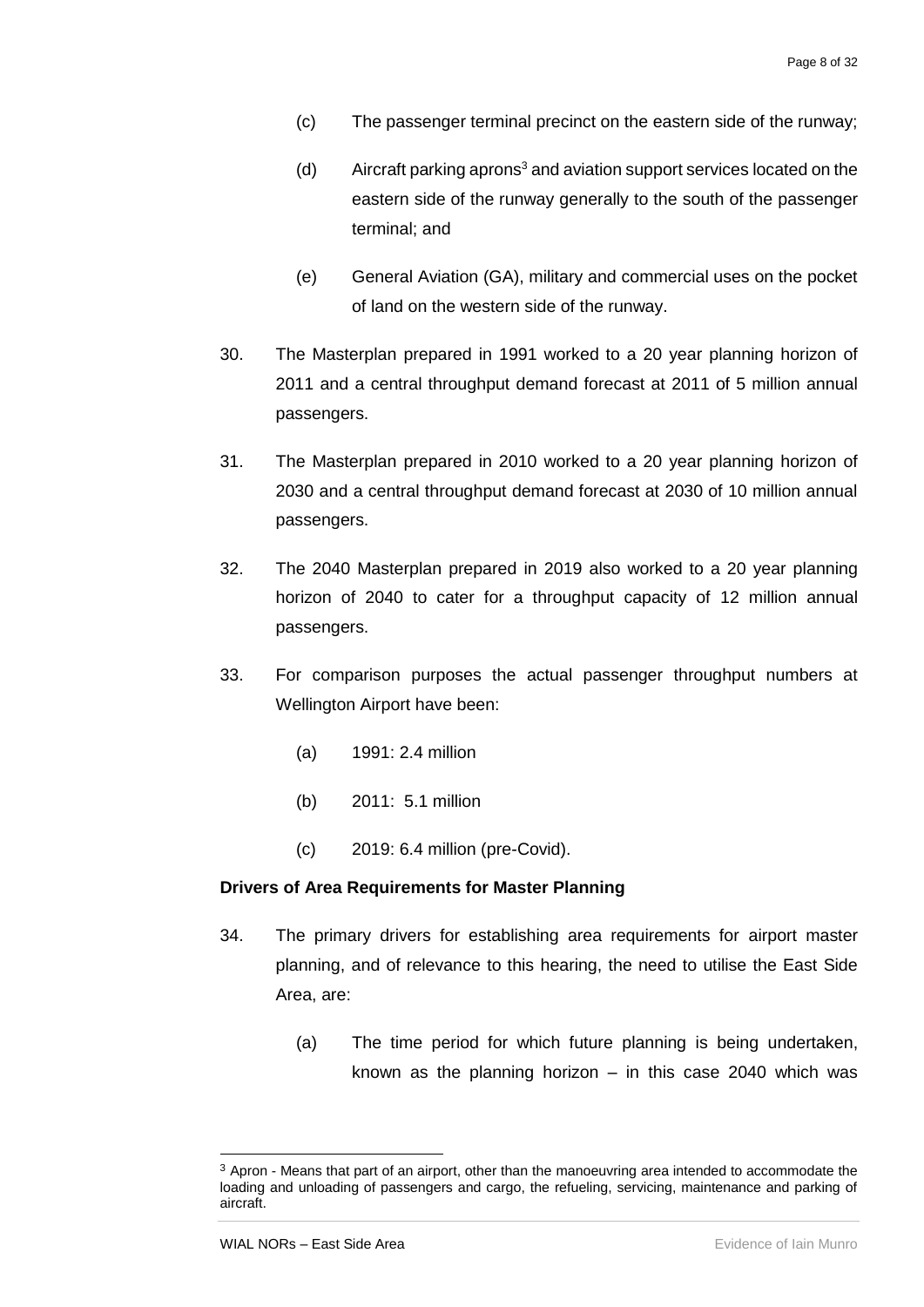(c) The passenger terminal precinct on the eastern side of the runway;

(d) Aircraft parking aprons[3] and aviation support services located on the eastern side of the runway generally to the south of the passenger terminal; and

(e) General Aviation (GA), military and commercial uses on the pocket of land on the western side of the runway.

30. The Masterplan prepared in 1991 worked to a 20 year planning horizon of 2011 and a central throughput demand forecast at 2011 of 5 million annual passengers.

31. The Masterplan prepared in 2010 worked to a 20 year planning horizon of 2030 and a central throughput demand forecast at 2030 of 10 million annual passengers.

32. The 2040 Masterplan prepared in 2019 also worked to a 20 year planning horizon of 2040 to cater for a throughput capacity of 12 million annual passengers.

33. For comparison purposes the actual passenger throughput numbers at Wellington Airport have been:

(a) 1991: 2.4 million

(b) 2011: 5.1 million

(c) 2019: 6.4 million (pre-Covid).

**Drivers of Area Requirements for Master Planning**

34. The primary drivers for establishing area requirements for airport master planning, and of relevance to this hearing, the need to utilise the East Side Area, are:

(a) The time period for which future planning is being undertaken, known as the planning horizon – in this case 2040 which was

[3] Apron - Means that part of an airport, other than the manoeuvring area intended to accommodate the loading and unloading of passengers and cargo, the refueling, servicing, maintenance and parking of aircraft.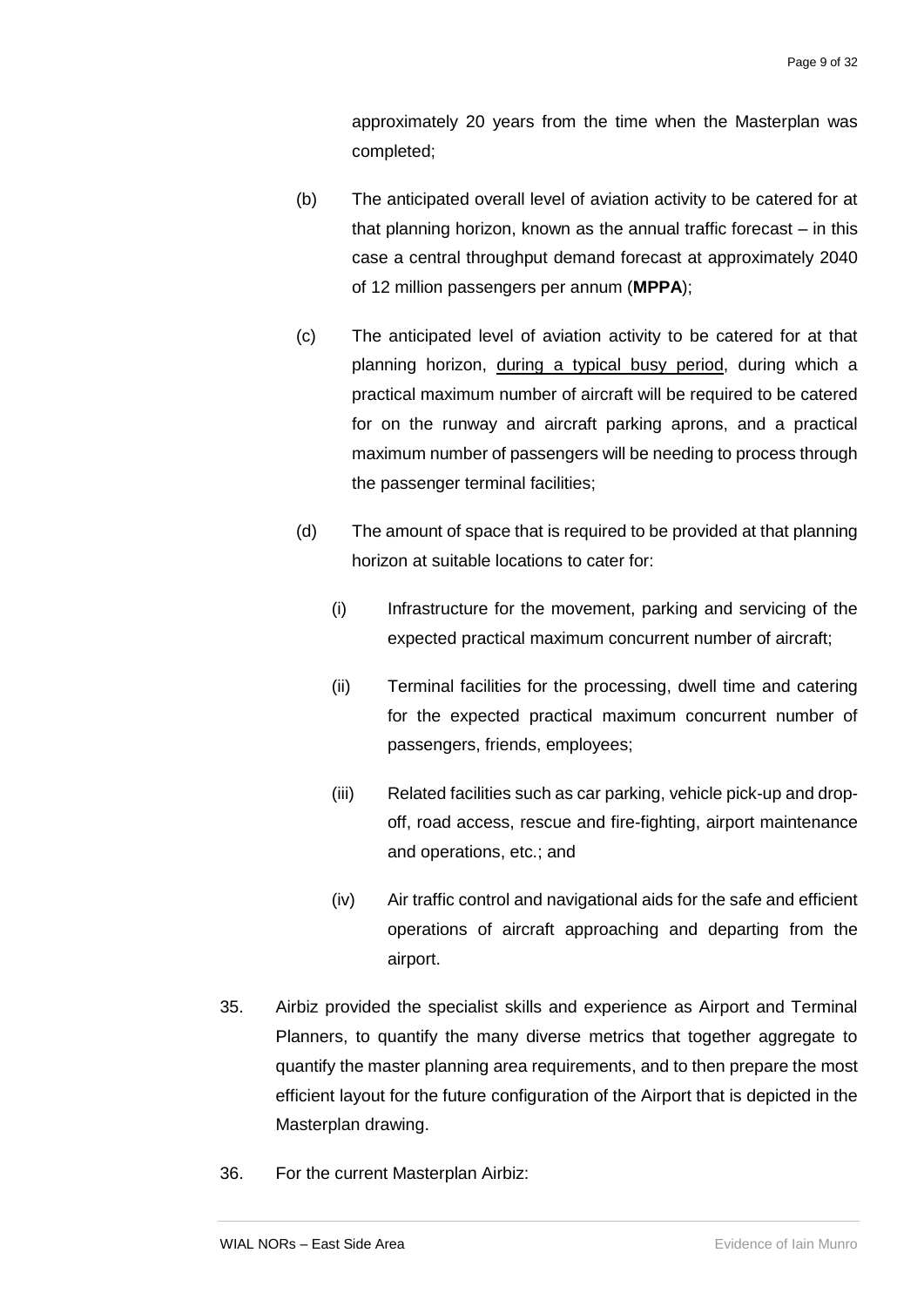approximately 20 years from the time when the Masterplan was completed;

(b) The anticipated overall level of aviation activity to be catered for at that planning horizon, known as the annual traffic forecast – in this case a central throughput demand forecast at approximately 2040 of 12 million passengers per annum (**MPPA**);

(c) The anticipated level of aviation activity to be catered for at that planning horizon, <u>during a typical busy period</u>, during which a practical maximum number of aircraft will be required to be catered for on the runway and aircraft parking aprons, and a practical maximum number of passengers will be needing to process through the passenger terminal facilities;

(d) The amount of space that is required to be provided at that planning horizon at suitable locations to cater for:

   (i) Infrastructure for the movement, parking and servicing of the expected practical maximum concurrent number of aircraft;

   (ii) Terminal facilities for the processing, dwell time and catering for the expected practical maximum concurrent number of passengers, friends, employees;

   (iii) Related facilities such as car parking, vehicle pick-up and drop-off, road access, rescue and fire-fighting, airport maintenance and operations, etc.; and

   (iv) Air traffic control and navigational aids for the safe and efficient operations of aircraft approaching and departing from the airport.

35. Airbiz provided the specialist skills and experience as Airport and Terminal Planners, to quantify the many diverse metrics that together aggregate to quantify the master planning area requirements, and to then prepare the most efficient layout for the future configuration of the Airport that is depicted in the Masterplan drawing.

36. For the current Masterplan Airbiz: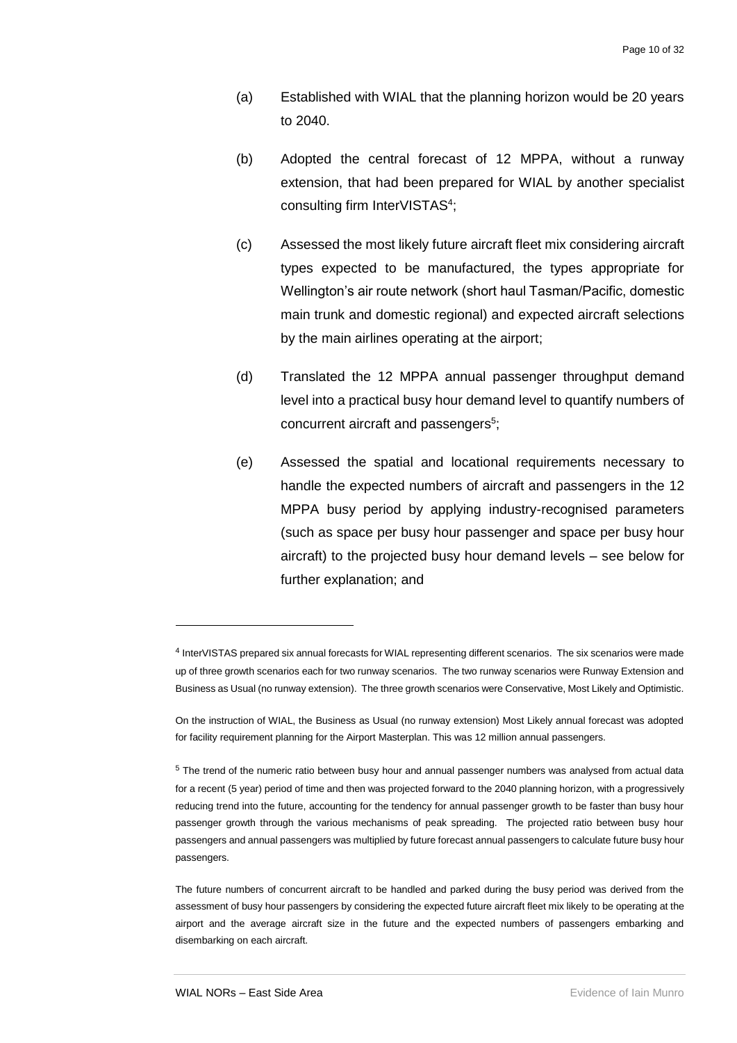(a) Established with WIAL that the planning horizon would be 20 years to 2040.

(b) Adopted the central forecast of 12 MPPA, without a runway extension, that had been prepared for WIAL by another specialist consulting firm InterVISTAS[4];

(c) Assessed the most likely future aircraft fleet mix considering aircraft types expected to be manufactured, the types appropriate for Wellington's air route network (short haul Tasman/Pacific, domestic main trunk and domestic regional) and expected aircraft selections by the main airlines operating at the airport;

(d) Translated the 12 MPPA annual passenger throughput demand level into a practical busy hour demand level to quantify numbers of concurrent aircraft and passengers[5];

(e) Assessed the spatial and locational requirements necessary to handle the expected numbers of aircraft and passengers in the 12 MPPA busy period by applying industry-recognised parameters (such as space per busy hour passenger and space per busy hour aircraft) to the projected busy hour demand levels – see below for further explanation; and

---

[4] InterVISTAS prepared six annual forecasts for WIAL representing different scenarios. The six scenarios were made up of three growth scenarios each for two runway scenarios. The two runway scenarios were Runway Extension and Business as Usual (no runway extension). The three growth scenarios were Conservative, Most Likely and Optimistic.

On the instruction of WIAL, the Business as Usual (no runway extension) Most Likely annual forecast was adopted for facility requirement planning for the Airport Masterplan. This was 12 million annual passengers.

[5] The trend of the numeric ratio between busy hour and annual passenger numbers was analysed from actual data for a recent (5 year) period of time and then was projected forward to the 2040 planning horizon, with a progressively reducing trend into the future, accounting for the tendency for annual passenger growth to be faster than busy hour passenger growth through the various mechanisms of peak spreading. The projected ratio between busy hour passengers and annual passengers was multiplied by future forecast annual passengers to calculate future busy hour passengers.

The future numbers of concurrent aircraft to be handled and parked during the busy period was derived from the assessment of busy hour passengers by considering the expected future aircraft fleet mix likely to be operating at the airport and the average aircraft size in the future and the expected numbers of passengers embarking and disembarking on each aircraft.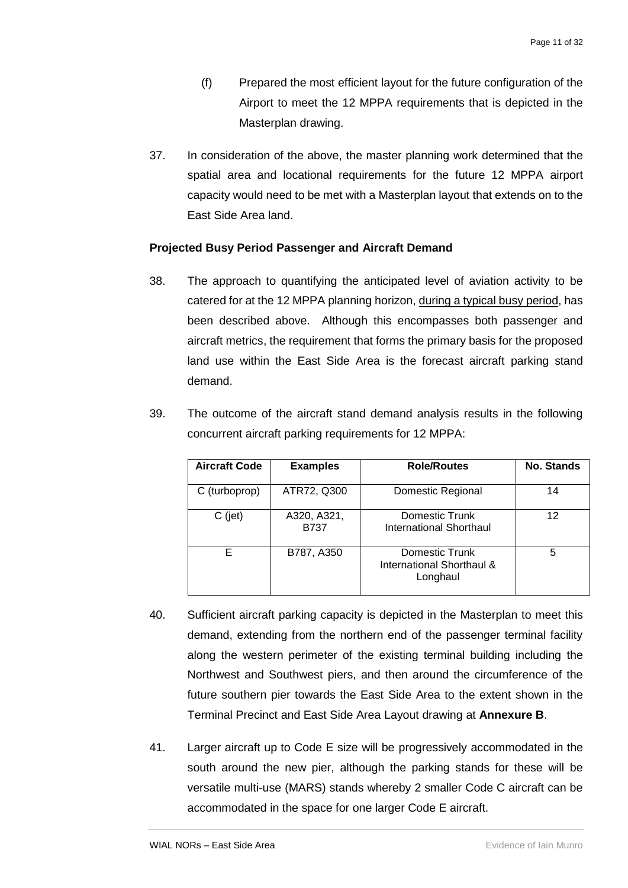(f) Prepared the most efficient layout for the future configuration of the Airport to meet the 12 MPPA requirements that is depicted in the Masterplan drawing.

37. In consideration of the above, the master planning work determined that the spatial area and locational requirements for the future 12 MPPA airport capacity would need to be met with a Masterplan layout that extends on to the East Side Area land.

**Projected Busy Period Passenger and Aircraft Demand**

38. The approach to quantifying the anticipated level of aviation activity to be catered for at the 12 MPPA planning horizon, <u>during a typical busy period</u>, has been described above. Although this encompasses both passenger and aircraft metrics, the requirement that forms the primary basis for the proposed land use within the East Side Area is the forecast aircraft parking stand demand.

39. The outcome of the aircraft stand demand analysis results in the following concurrent aircraft parking requirements for 12 MPPA:

| Aircraft Code | Examples | Role/Routes | No. Stands |
|---|---|---|---|
| C (turboprop) | ATR72, Q300 | Domestic Regional | 14 |
| C (jet) | A320, A321, B737 | Domestic Trunk International Shorthaul | 12 |
| E | B787, A350 | Domestic Trunk International Shorthaul & Longhaul | 5 |

40. Sufficient aircraft parking capacity is depicted in the Masterplan to meet this demand, extending from the northern end of the passenger terminal facility along the western perimeter of the existing terminal building including the Northwest and Southwest piers, and then around the circumference of the future southern pier towards the East Side Area to the extent shown in the Terminal Precinct and East Side Area Layout drawing at **Annexure B**.

41. Larger aircraft up to Code E size will be progressively accommodated in the south around the new pier, although the parking stands for these will be versatile multi-use (MARS) stands whereby 2 smaller Code C aircraft can be accommodated in the space for one larger Code E aircraft.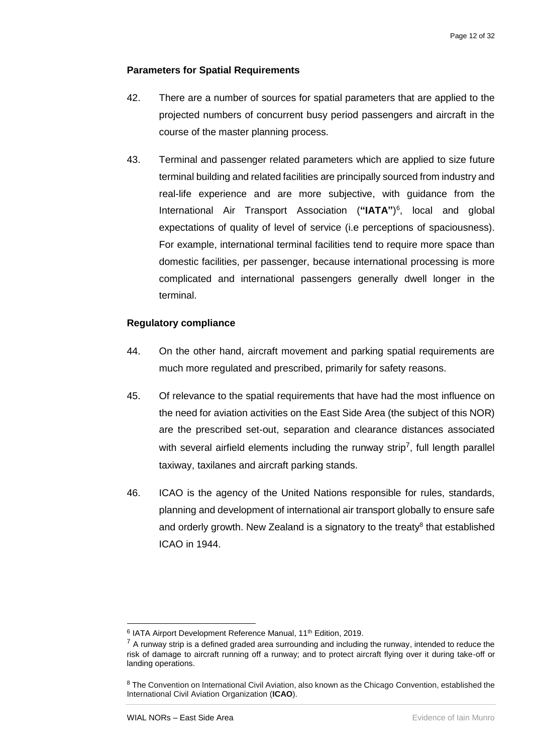**Parameters for Spatial Requirements**

42. There are a number of sources for spatial parameters that are applied to the projected numbers of concurrent busy period passengers and aircraft in the course of the master planning process.

43. Terminal and passenger related parameters which are applied to size future terminal building and related facilities are principally sourced from industry and real-life experience and are more subjective, with guidance from the International Air Transport Association (**"IATA"**)[6], local and global expectations of quality of level of service (i.e perceptions of spaciousness). For example, international terminal facilities tend to require more space than domestic facilities, per passenger, because international processing is more complicated and international passengers generally dwell longer in the terminal.

**Regulatory compliance**

44. On the other hand, aircraft movement and parking spatial requirements are much more regulated and prescribed, primarily for safety reasons.

45. Of relevance to the spatial requirements that have had the most influence on the need for aviation activities on the East Side Area (the subject of this NOR) are the prescribed set-out, separation and clearance distances associated with several airfield elements including the runway strip[7], full length parallel taxiway, taxilanes and aircraft parking stands.

46. ICAO is the agency of the United Nations responsible for rules, standards, planning and development of international air transport globally to ensure safe and orderly growth. New Zealand is a signatory to the treaty[8] that established ICAO in 1944.

---

[6] IATA Airport Development Reference Manual, 11th Edition, 2019.

[7] A runway strip is a defined graded area surrounding and including the runway, intended to reduce the risk of damage to aircraft running off a runway; and to protect aircraft flying over it during take-off or landing operations.

[8] The Convention on International Civil Aviation, also known as the Chicago Convention, established the International Civil Aviation Organization (**ICAO**).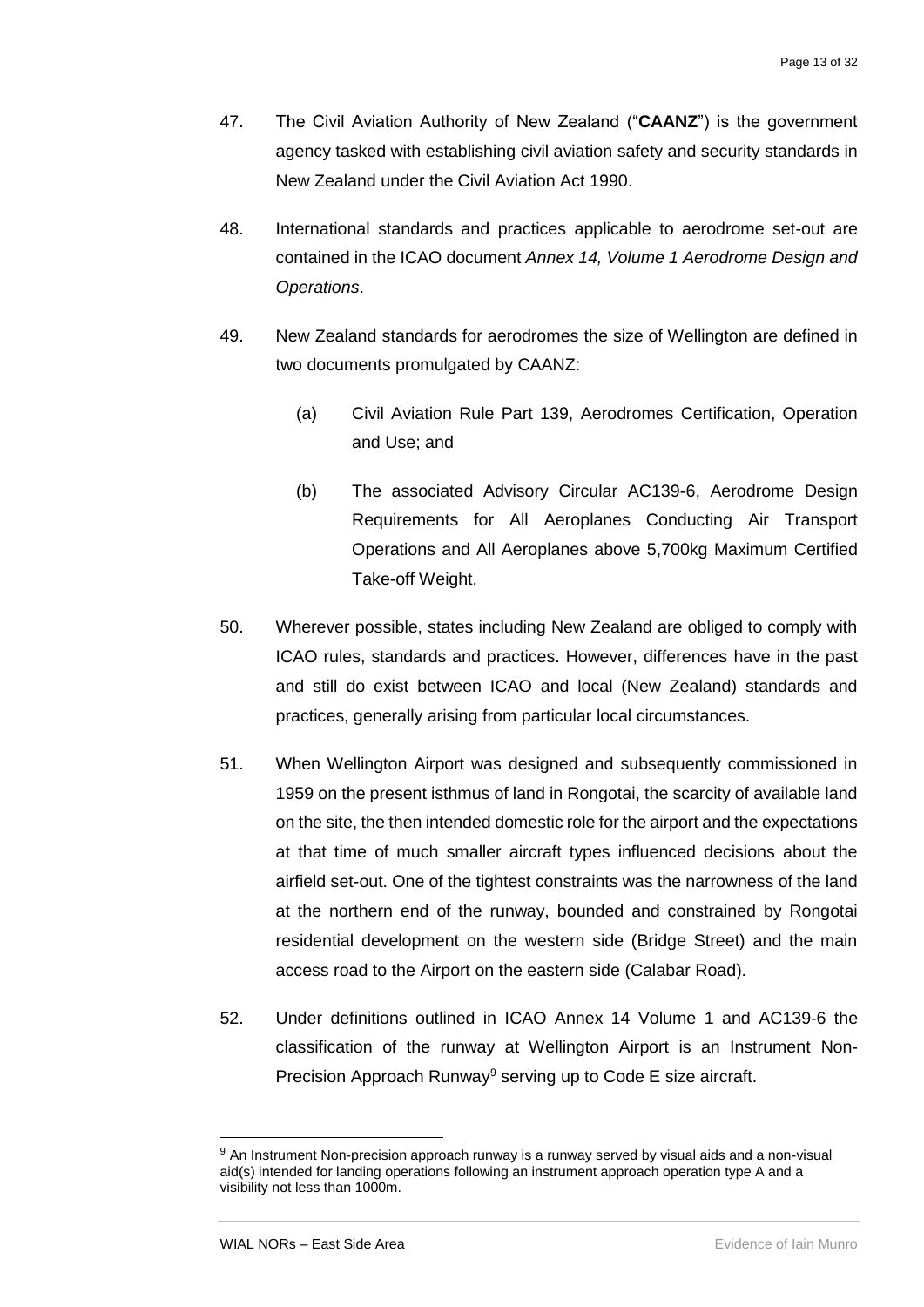47. The Civil Aviation Authority of New Zealand ("**CAANZ**") is the government agency tasked with establishing civil aviation safety and security standards in New Zealand under the Civil Aviation Act 1990.

48. International standards and practices applicable to aerodrome set-out are contained in the ICAO document *Annex 14, Volume 1 Aerodrome Design and Operations*.

49. New Zealand standards for aerodromes the size of Wellington are defined in two documents promulgated by CAANZ:

    (a) Civil Aviation Rule Part 139, Aerodromes Certification, Operation and Use; and

    (b) The associated Advisory Circular AC139-6, Aerodrome Design Requirements for All Aeroplanes Conducting Air Transport Operations and All Aeroplanes above 5,700kg Maximum Certified Take-off Weight.

50. Wherever possible, states including New Zealand are obliged to comply with ICAO rules, standards and practices. However, differences have in the past and still do exist between ICAO and local (New Zealand) standards and practices, generally arising from particular local circumstances.

51. When Wellington Airport was designed and subsequently commissioned in 1959 on the present isthmus of land in Rongotai, the scarcity of available land on the site, the then intended domestic role for the airport and the expectations at that time of much smaller aircraft types influenced decisions about the airfield set-out. One of the tightest constraints was the narrowness of the land at the northern end of the runway, bounded and constrained by Rongotai residential development on the western side (Bridge Street) and the main access road to the Airport on the eastern side (Calabar Road).

52. Under definitions outlined in ICAO Annex 14 Volume 1 and AC139-6 the classification of the runway at Wellington Airport is an Instrument Non-Precision Approach Runway[9] serving up to Code E size aircraft.

[9] An Instrument Non-precision approach runway is a runway served by visual aids and a non-visual aid(s) intended for landing operations following an instrument approach operation type A and a visibility not less than 1000m.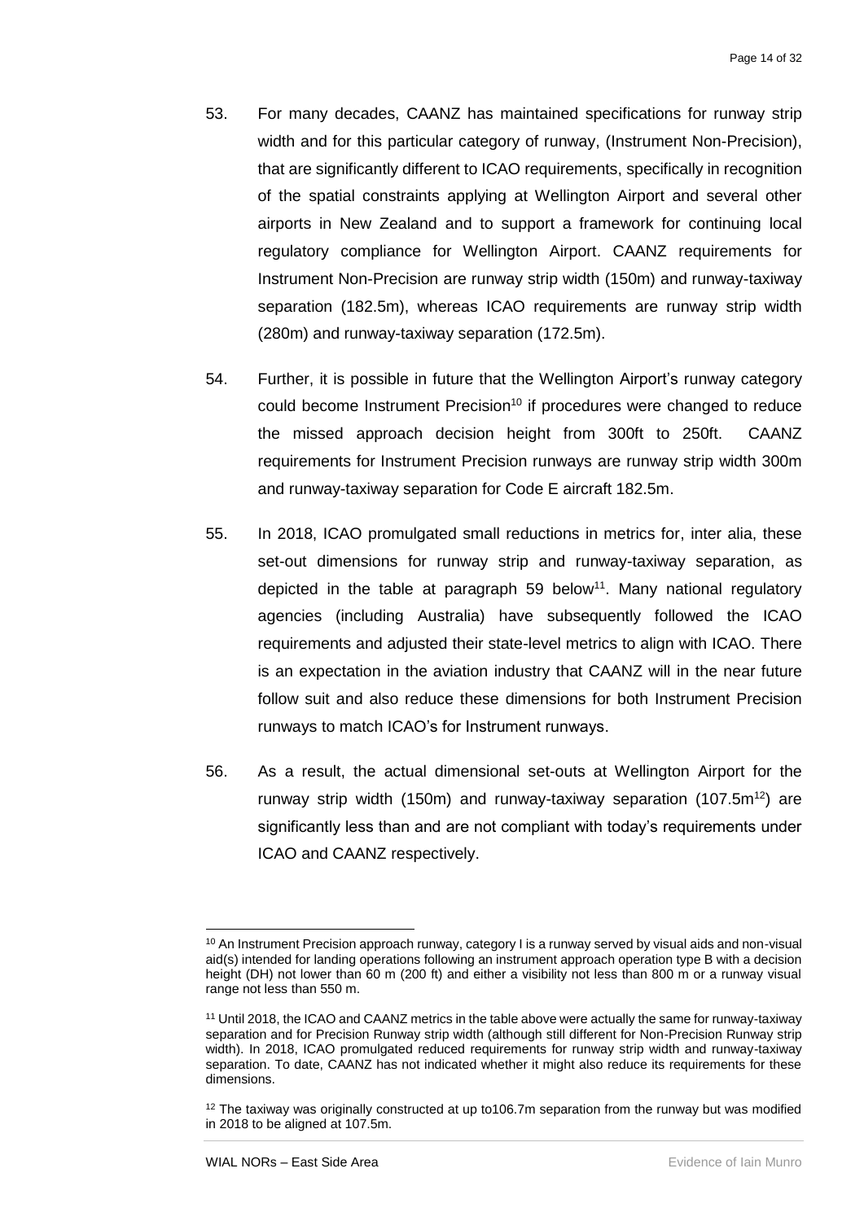53. For many decades, CAANZ has maintained specifications for runway strip width and for this particular category of runway, (Instrument Non-Precision), that are significantly different to ICAO requirements, specifically in recognition of the spatial constraints applying at Wellington Airport and several other airports in New Zealand and to support a framework for continuing local regulatory compliance for Wellington Airport. CAANZ requirements for Instrument Non-Precision are runway strip width (150m) and runway-taxiway separation (182.5m), whereas ICAO requirements are runway strip width (280m) and runway-taxiway separation (172.5m).

54. Further, it is possible in future that the Wellington Airport's runway category could become Instrument Precision[10] if procedures were changed to reduce the missed approach decision height from 300ft to 250ft. CAANZ requirements for Instrument Precision runways are runway strip width 300m and runway-taxiway separation for Code E aircraft 182.5m.

55. In 2018, ICAO promulgated small reductions in metrics for, inter alia, these set-out dimensions for runway strip and runway-taxiway separation, as depicted in the table at paragraph 59 below[11]. Many national regulatory agencies (including Australia) have subsequently followed the ICAO requirements and adjusted their state-level metrics to align with ICAO. There is an expectation in the aviation industry that CAANZ will in the near future follow suit and also reduce these dimensions for both Instrument Precision runways to match ICAO's for Instrument runways.

56. As a result, the actual dimensional set-outs at Wellington Airport for the runway strip width (150m) and runway-taxiway separation (107.5m[12]) are significantly less than and are not compliant with today's requirements under ICAO and CAANZ respectively.

---

[10] An Instrument Precision approach runway, category I is a runway served by visual aids and non-visual aid(s) intended for landing operations following an instrument approach operation type B with a decision height (DH) not lower than 60 m (200 ft) and either a visibility not less than 800 m or a runway visual range not less than 550 m.

[11] Until 2018, the ICAO and CAANZ metrics in the table above were actually the same for runway-taxiway separation and for Precision Runway strip width (although still different for Non-Precision Runway strip width). In 2018, ICAO promulgated reduced requirements for runway strip width and runway-taxiway separation. To date, CAANZ has not indicated whether it might also reduce its requirements for these dimensions.

[12] The taxiway was originally constructed at up to106.7m separation from the runway but was modified in 2018 to be aligned at 107.5m.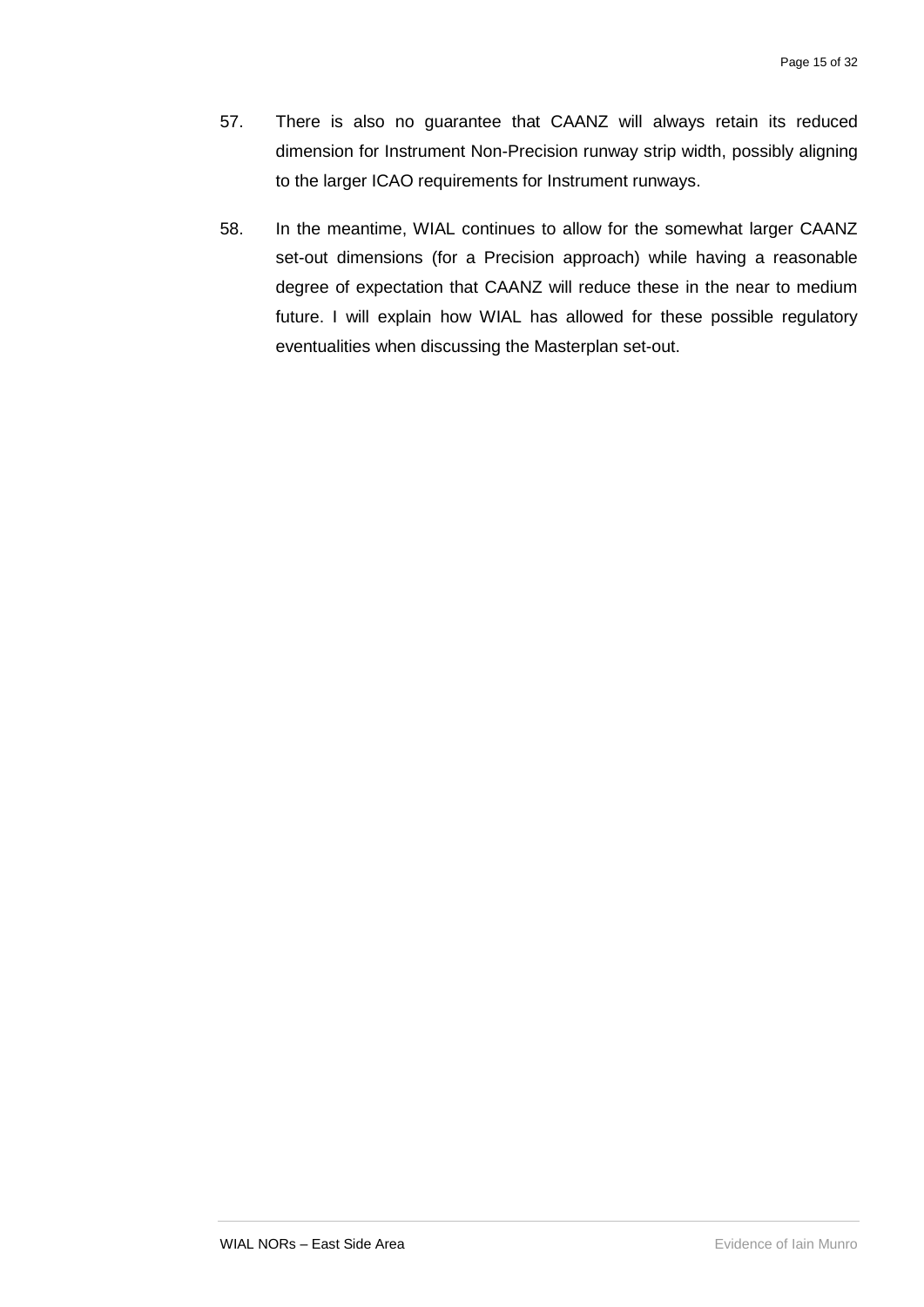57. There is also no guarantee that CAANZ will always retain its reduced dimension for Instrument Non-Precision runway strip width, possibly aligning to the larger ICAO requirements for Instrument runways.

58. In the meantime, WIAL continues to allow for the somewhat larger CAANZ set-out dimensions (for a Precision approach) while having a reasonable degree of expectation that CAANZ will reduce these in the near to medium future. I will explain how WIAL has allowed for these possible regulatory eventualities when discussing the Masterplan set-out.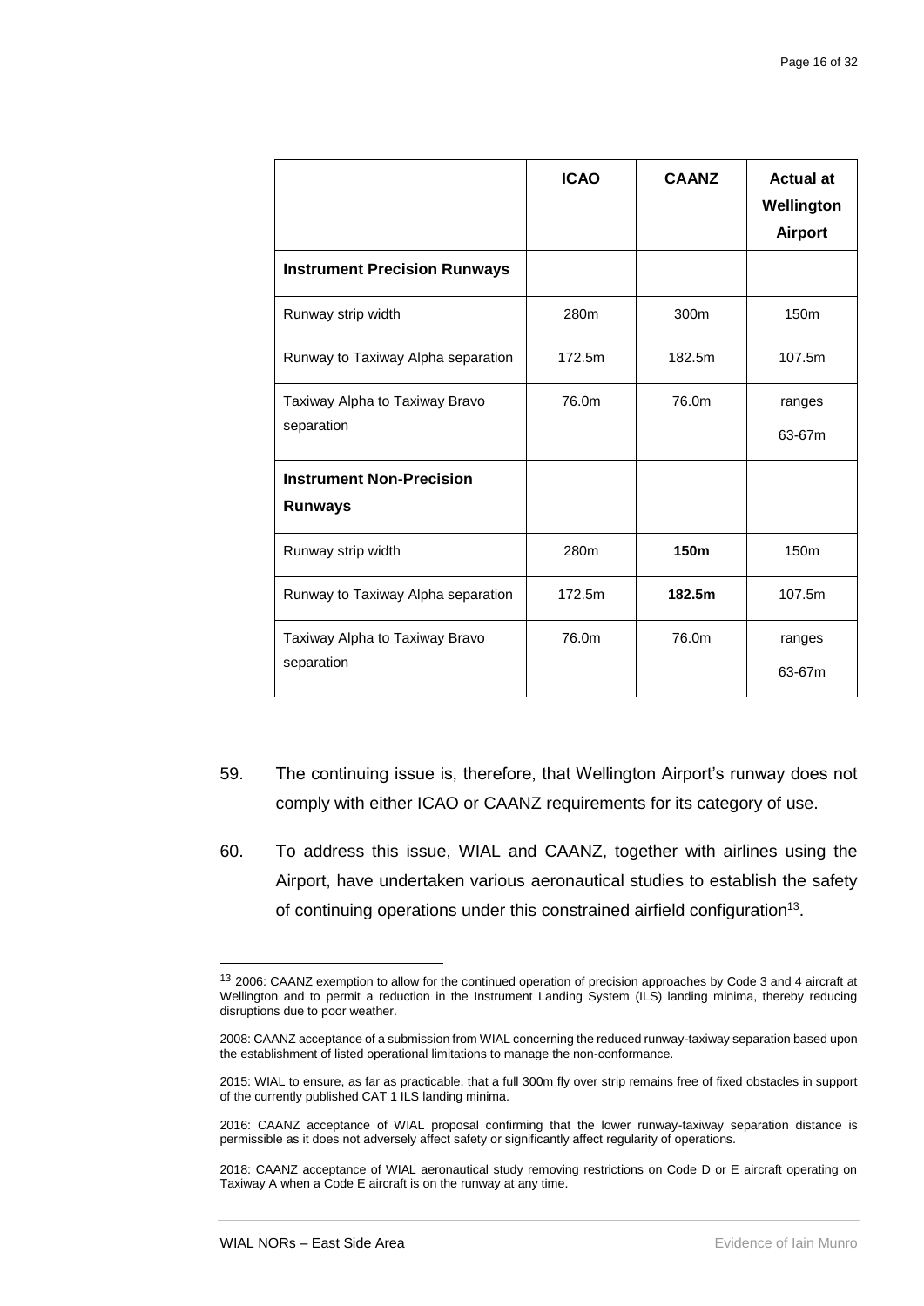| | **ICAO** | **CAANZ** | **Actual at Wellington Airport** |
|---|---|---|---|
| **Instrument Precision Runways** | | | |
| Runway strip width | 280m | 300m | 150m |
| Runway to Taxiway Alpha separation | 172.5m | 182.5m | 107.5m |
| Taxiway Alpha to Taxiway Bravo separation | 76.0m | 76.0m | ranges 63-67m |
| **Instrument Non-Precision Runways** | | | |
| Runway strip width | 280m | **150m** | 150m |
| Runway to Taxiway Alpha separation | 172.5m | **182.5m** | 107.5m |
| Taxiway Alpha to Taxiway Bravo separation | 76.0m | 76.0m | ranges 63-67m |

59. The continuing issue is, therefore, that Wellington Airport's runway does not comply with either ICAO or CAANZ requirements for its category of use.

60. To address this issue, WIAL and CAANZ, together with airlines using the Airport, have undertaken various aeronautical studies to establish the safety of continuing operations under this constrained airfield configuration[13].

---

[13] 2006: CAANZ exemption to allow for the continued operation of precision approaches by Code 3 and 4 aircraft at Wellington and to permit a reduction in the Instrument Landing System (ILS) landing minima, thereby reducing disruptions due to poor weather.

2008: CAANZ acceptance of a submission from WIAL concerning the reduced runway-taxiway separation based upon the establishment of listed operational limitations to manage the non-conformance.

2015: WIAL to ensure, as far as practicable, that a full 300m fly over strip remains free of fixed obstacles in support of the currently published CAT 1 ILS landing minima.

2016: CAANZ acceptance of WIAL proposal confirming that the lower runway-taxiway separation distance is permissible as it does not adversely affect safety or significantly affect regularity of operations.

2018: CAANZ acceptance of WIAL aeronautical study removing restrictions on Code D or E aircraft operating on Taxiway A when a Code E aircraft is on the runway at any time.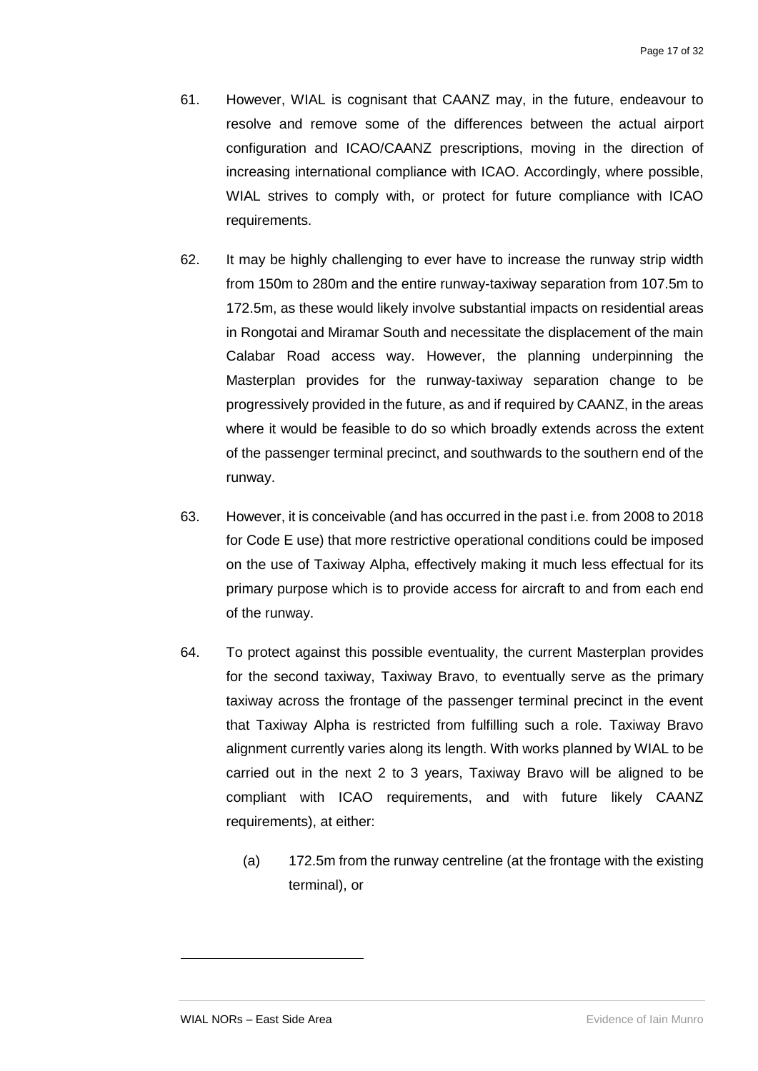61. However, WIAL is cognisant that CAANZ may, in the future, endeavour to resolve and remove some of the differences between the actual airport configuration and ICAO/CAANZ prescriptions, moving in the direction of increasing international compliance with ICAO. Accordingly, where possible, WIAL strives to comply with, or protect for future compliance with ICAO requirements.

62. It may be highly challenging to ever have to increase the runway strip width from 150m to 280m and the entire runway-taxiway separation from 107.5m to 172.5m, as these would likely involve substantial impacts on residential areas in Rongotai and Miramar South and necessitate the displacement of the main Calabar Road access way. However, the planning underpinning the Masterplan provides for the runway-taxiway separation change to be progressively provided in the future, as and if required by CAANZ, in the areas where it would be feasible to do so which broadly extends across the extent of the passenger terminal precinct, and southwards to the southern end of the runway.

63. However, it is conceivable (and has occurred in the past i.e. from 2008 to 2018 for Code E use) that more restrictive operational conditions could be imposed on the use of Taxiway Alpha, effectively making it much less effectual for its primary purpose which is to provide access for aircraft to and from each end of the runway.

64. To protect against this possible eventuality, the current Masterplan provides for the second taxiway, Taxiway Bravo, to eventually serve as the primary taxiway across the frontage of the passenger terminal precinct in the event that Taxiway Alpha is restricted from fulfilling such a role. Taxiway Bravo alignment currently varies along its length. With works planned by WIAL to be carried out in the next 2 to 3 years, Taxiway Bravo will be aligned to be compliant with ICAO requirements, and with future likely CAANZ requirements), at either:

    (a) 172.5m from the runway centreline (at the frontage with the existing terminal), or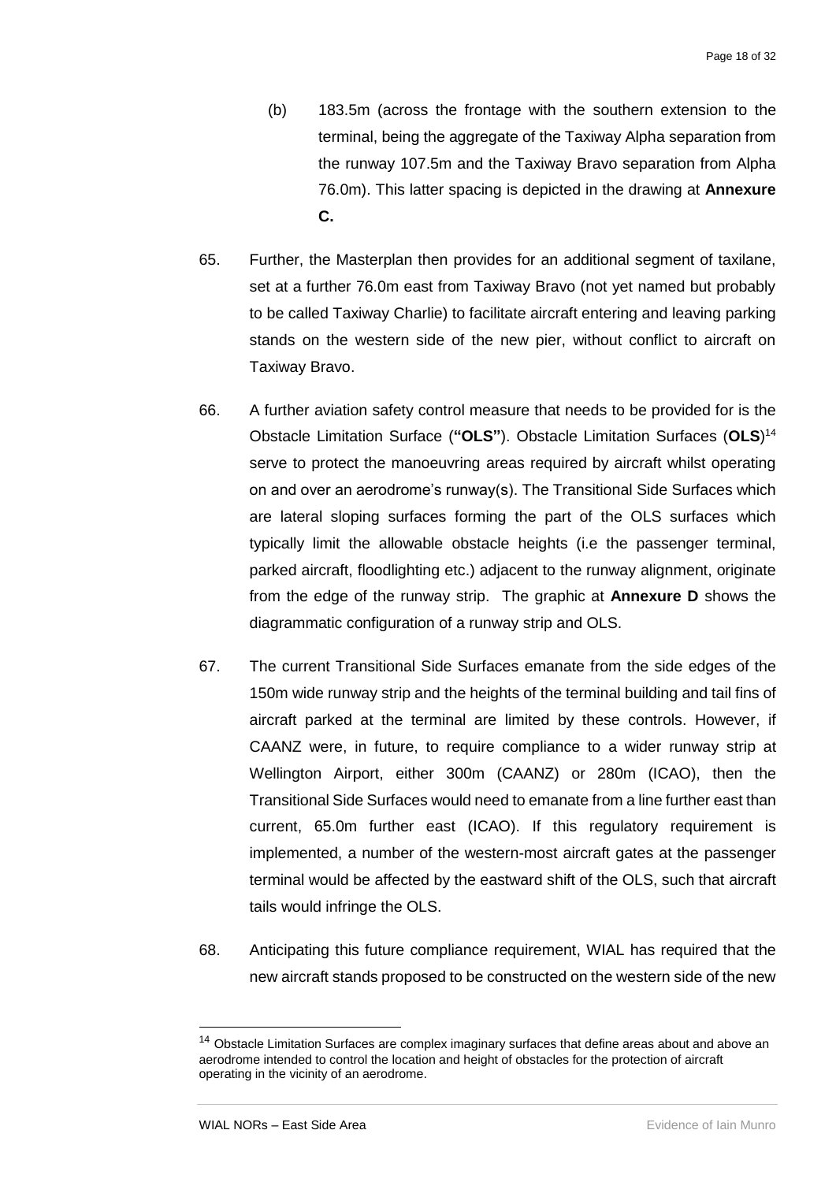(b) 183.5m (across the frontage with the southern extension to the terminal, being the aggregate of the Taxiway Alpha separation from the runway 107.5m and the Taxiway Bravo separation from Alpha 76.0m). This latter spacing is depicted in the drawing at **Annexure C.**

65. Further, the Masterplan then provides for an additional segment of taxilane, set at a further 76.0m east from Taxiway Bravo (not yet named but probably to be called Taxiway Charlie) to facilitate aircraft entering and leaving parking stands on the western side of the new pier, without conflict to aircraft on Taxiway Bravo.

66. A further aviation safety control measure that needs to be provided for is the Obstacle Limitation Surface (**"OLS"**). Obstacle Limitation Surfaces (**OLS**)[14] serve to protect the manoeuvring areas required by aircraft whilst operating on and over an aerodrome's runway(s). The Transitional Side Surfaces which are lateral sloping surfaces forming the part of the OLS surfaces which typically limit the allowable obstacle heights (i.e the passenger terminal, parked aircraft, floodlighting etc.) adjacent to the runway alignment, originate from the edge of the runway strip. The graphic at **Annexure D** shows the diagrammatic configuration of a runway strip and OLS.

67. The current Transitional Side Surfaces emanate from the side edges of the 150m wide runway strip and the heights of the terminal building and tail fins of aircraft parked at the terminal are limited by these controls. However, if CAANZ were, in future, to require compliance to a wider runway strip at Wellington Airport, either 300m (CAANZ) or 280m (ICAO), then the Transitional Side Surfaces would need to emanate from a line further east than current, 65.0m further east (ICAO). If this regulatory requirement is implemented, a number of the western-most aircraft gates at the passenger terminal would be affected by the eastward shift of the OLS, such that aircraft tails would infringe the OLS.

68. Anticipating this future compliance requirement, WIAL has required that the new aircraft stands proposed to be constructed on the western side of the new

[14] Obstacle Limitation Surfaces are complex imaginary surfaces that define areas about and above an aerodrome intended to control the location and height of obstacles for the protection of aircraft operating in the vicinity of an aerodrome.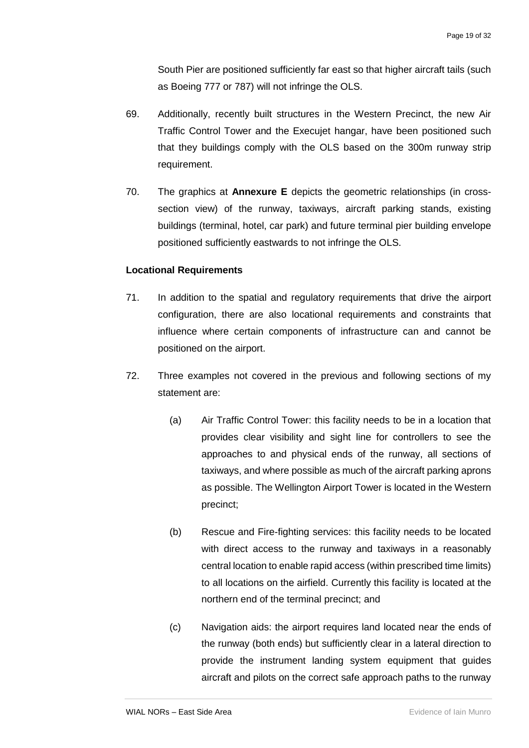South Pier are positioned sufficiently far east so that higher aircraft tails (such as Boeing 777 or 787) will not infringe the OLS.

69. Additionally, recently built structures in the Western Precinct, the new Air Traffic Control Tower and the Execujet hangar, have been positioned such that they buildings comply with the OLS based on the 300m runway strip requirement.

70. The graphics at **Annexure E** depicts the geometric relationships (in cross-section view) of the runway, taxiways, aircraft parking stands, existing buildings (terminal, hotel, car park) and future terminal pier building envelope positioned sufficiently eastwards to not infringe the OLS.

**Locational Requirements**

71. In addition to the spatial and regulatory requirements that drive the airport configuration, there are also locational requirements and constraints that influence where certain components of infrastructure can and cannot be positioned on the airport.

72. Three examples not covered in the previous and following sections of my statement are:

    (a) Air Traffic Control Tower: this facility needs to be in a location that provides clear visibility and sight line for controllers to see the approaches to and physical ends of the runway, all sections of taxiways, and where possible as much of the aircraft parking aprons as possible. The Wellington Airport Tower is located in the Western precinct;

    (b) Rescue and Fire-fighting services: this facility needs to be located with direct access to the runway and taxiways in a reasonably central location to enable rapid access (within prescribed time limits) to all locations on the airfield. Currently this facility is located at the northern end of the terminal precinct; and

    (c) Navigation aids: the airport requires land located near the ends of the runway (both ends) but sufficiently clear in a lateral direction to provide the instrument landing system equipment that guides aircraft and pilots on the correct safe approach paths to the runway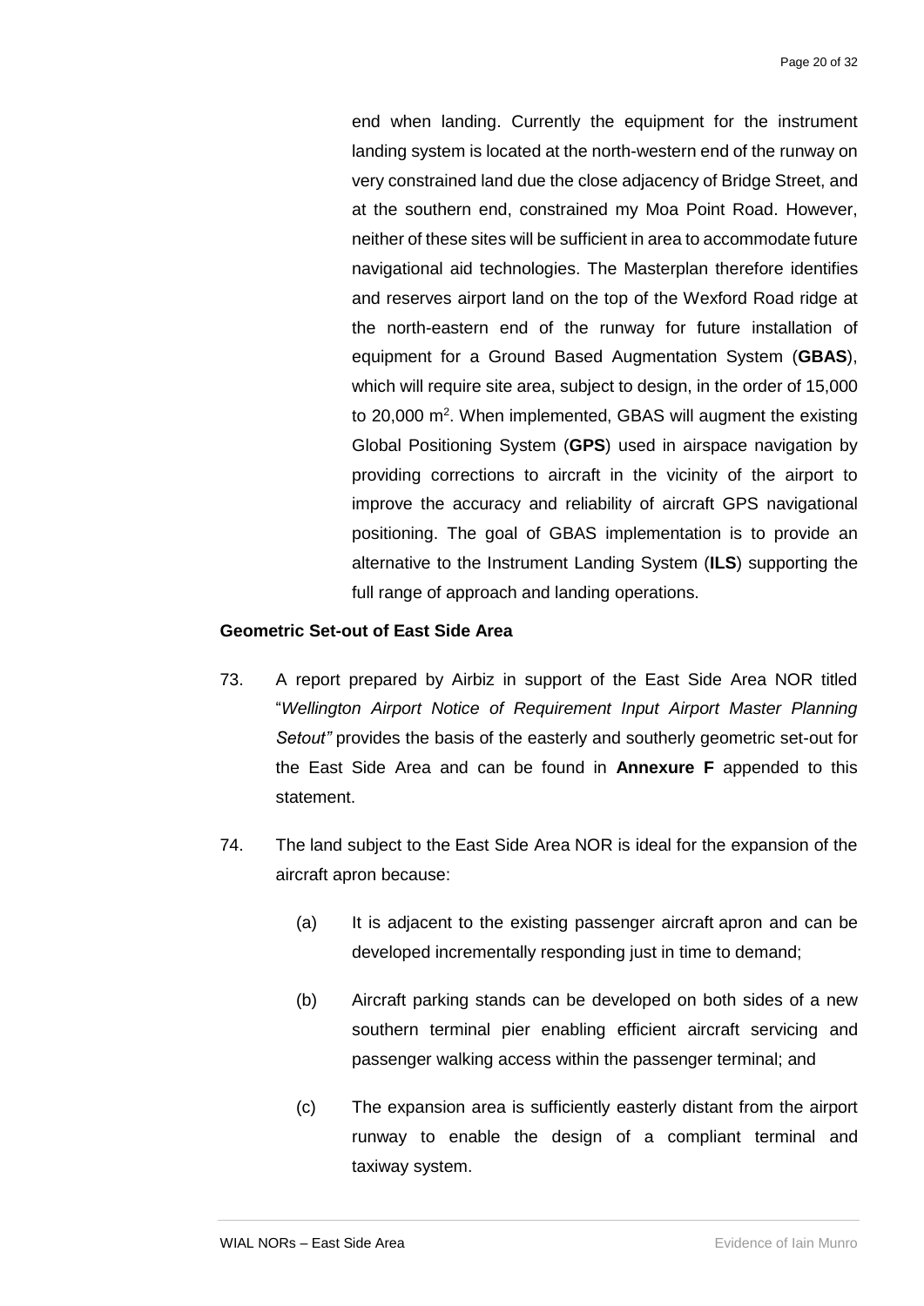end when landing. Currently the equipment for the instrument landing system is located at the north-western end of the runway on very constrained land due the close adjacency of Bridge Street, and at the southern end, constrained my Moa Point Road. However, neither of these sites will be sufficient in area to accommodate future navigational aid technologies. The Masterplan therefore identifies and reserves airport land on the top of the Wexford Road ridge at the north-eastern end of the runway for future installation of equipment for a Ground Based Augmentation System (**GBAS**), which will require site area, subject to design, in the order of 15,000 to 20,000 $m^2$. When implemented, GBAS will augment the existing Global Positioning System (**GPS**) used in airspace navigation by providing corrections to aircraft in the vicinity of the airport to improve the accuracy and reliability of aircraft GPS navigational positioning. The goal of GBAS implementation is to provide an alternative to the Instrument Landing System (**ILS**) supporting the full range of approach and landing operations.

**Geometric Set-out of East Side Area**

73. A report prepared by Airbiz in support of the East Side Area NOR titled "*Wellington Airport Notice of Requirement Input Airport Master Planning Setout"* provides the basis of the easterly and southerly geometric set-out for the East Side Area and can be found in **Annexure F** appended to this statement.

74. The land subject to the East Side Area NOR is ideal for the expansion of the aircraft apron because:

    (a) It is adjacent to the existing passenger aircraft apron and can be developed incrementally responding just in time to demand;

    (b) Aircraft parking stands can be developed on both sides of a new southern terminal pier enabling efficient aircraft servicing and passenger walking access within the passenger terminal; and

    (c) The expansion area is sufficiently easterly distant from the airport runway to enable the design of a compliant terminal and taxiway system.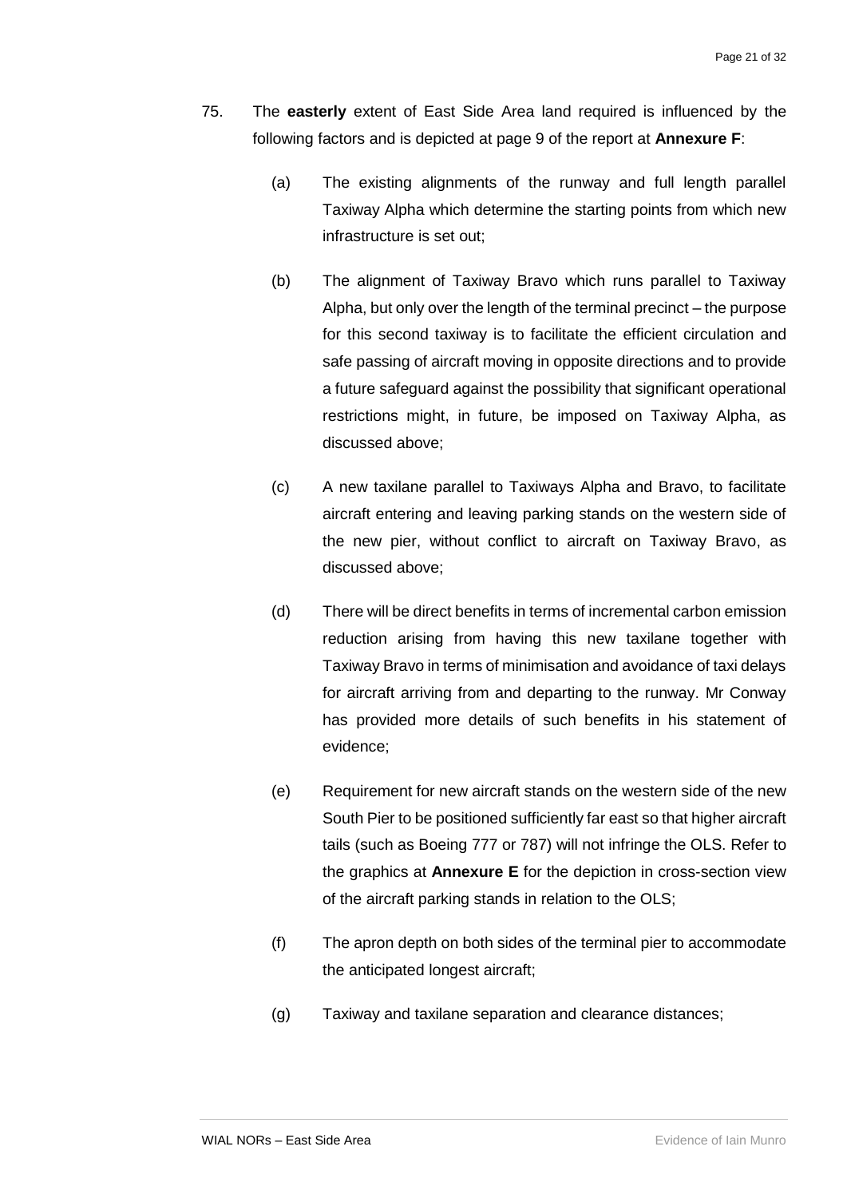75. The **easterly** extent of East Side Area land required is influenced by the following factors and is depicted at page 9 of the report at **Annexure F**:

    (a) The existing alignments of the runway and full length parallel Taxiway Alpha which determine the starting points from which new infrastructure is set out;

    (b) The alignment of Taxiway Bravo which runs parallel to Taxiway Alpha, but only over the length of the terminal precinct – the purpose for this second taxiway is to facilitate the efficient circulation and safe passing of aircraft moving in opposite directions and to provide a future safeguard against the possibility that significant operational restrictions might, in future, be imposed on Taxiway Alpha, as discussed above;

    (c) A new taxilane parallel to Taxiways Alpha and Bravo, to facilitate aircraft entering and leaving parking stands on the western side of the new pier, without conflict to aircraft on Taxiway Bravo, as discussed above;

    (d) There will be direct benefits in terms of incremental carbon emission reduction arising from having this new taxilane together with Taxiway Bravo in terms of minimisation and avoidance of taxi delays for aircraft arriving from and departing to the runway. Mr Conway has provided more details of such benefits in his statement of evidence;

    (e) Requirement for new aircraft stands on the western side of the new South Pier to be positioned sufficiently far east so that higher aircraft tails (such as Boeing 777 or 787) will not infringe the OLS. Refer to the graphics at **Annexure E** for the depiction in cross-section view of the aircraft parking stands in relation to the OLS;

    (f) The apron depth on both sides of the terminal pier to accommodate the anticipated longest aircraft;

    (g) Taxiway and taxilane separation and clearance distances;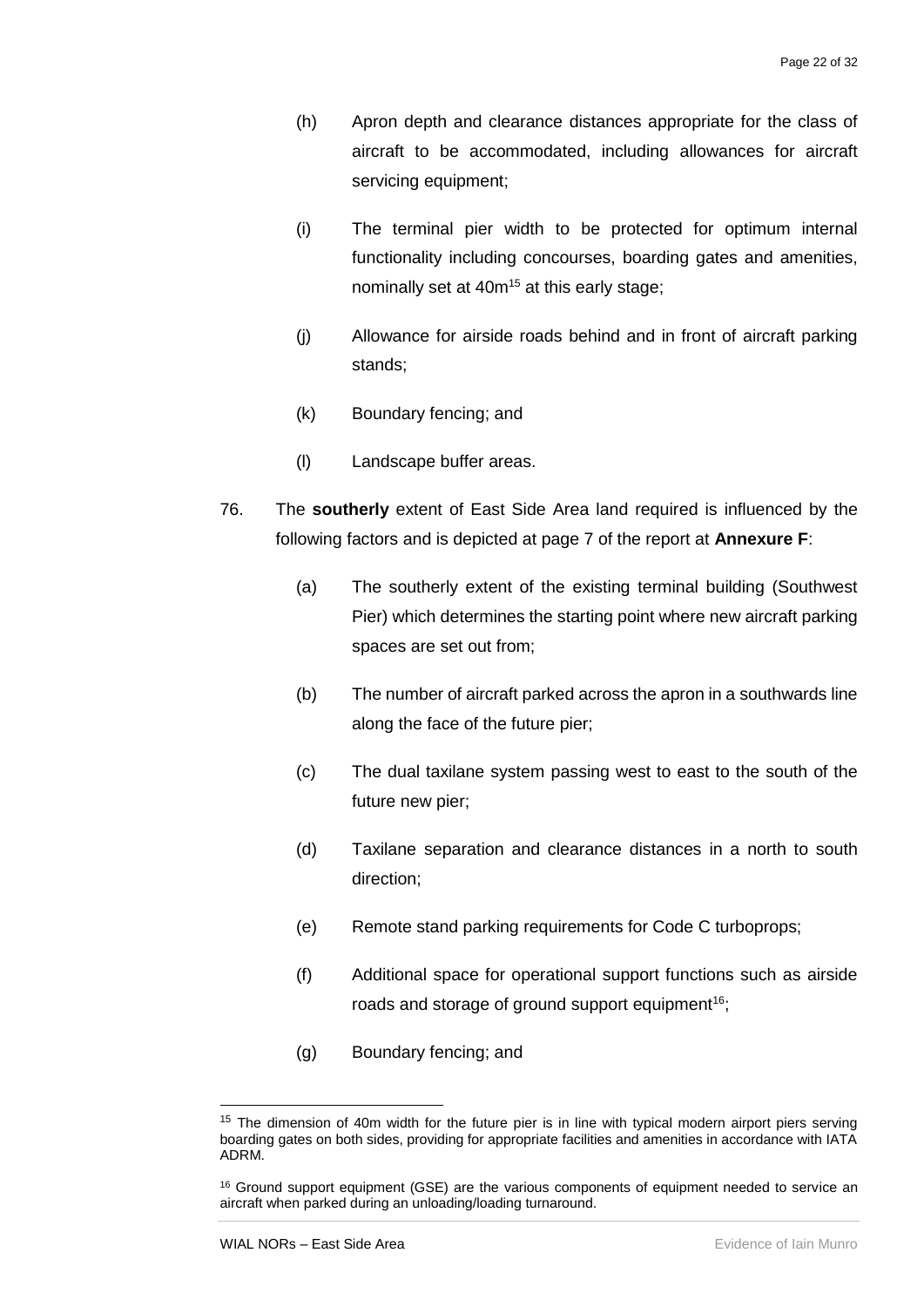(h) Apron depth and clearance distances appropriate for the class of aircraft to be accommodated, including allowances for aircraft servicing equipment;

(i) The terminal pier width to be protected for optimum internal functionality including concourses, boarding gates and amenities, nominally set at 40m[15] at this early stage;

(j) Allowance for airside roads behind and in front of aircraft parking stands;

(k) Boundary fencing; and

(l) Landscape buffer areas.

76. The **southerly** extent of East Side Area land required is influenced by the following factors and is depicted at page 7 of the report at **Annexure F**:

(a) The southerly extent of the existing terminal building (Southwest Pier) which determines the starting point where new aircraft parking spaces are set out from;

(b) The number of aircraft parked across the apron in a southwards line along the face of the future pier;

(c) The dual taxilane system passing west to east to the south of the future new pier;

(d) Taxilane separation and clearance distances in a north to south direction;

(e) Remote stand parking requirements for Code C turboprops;

(f) Additional space for operational support functions such as airside roads and storage of ground support equipment[16];

(g) Boundary fencing; and

---

[15] The dimension of 40m width for the future pier is in line with typical modern airport piers serving boarding gates on both sides, providing for appropriate facilities and amenities in accordance with IATA ADRM.

[16] Ground support equipment (GSE) are the various components of equipment needed to service an aircraft when parked during an unloading/loading turnaround.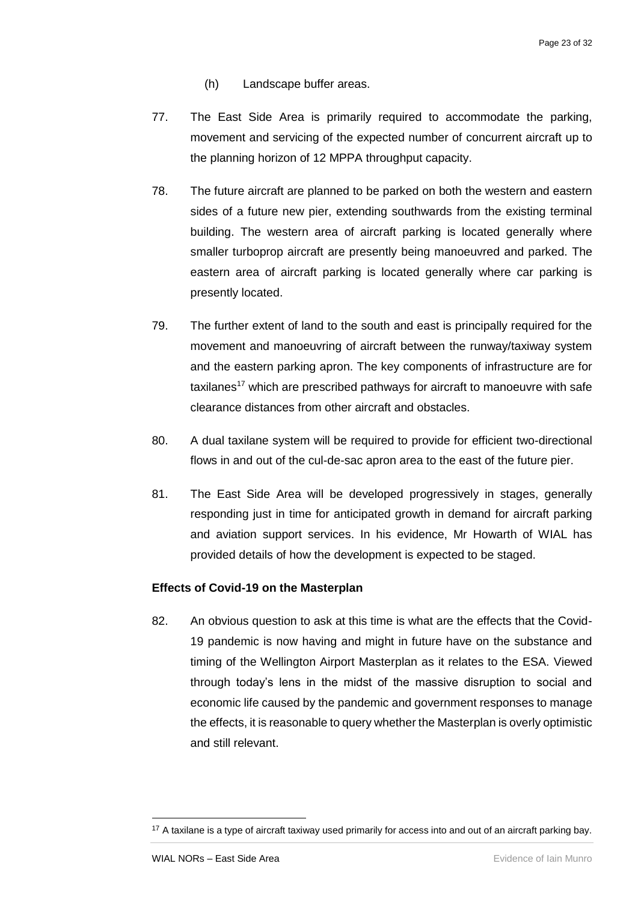(h) Landscape buffer areas.

77. The East Side Area is primarily required to accommodate the parking, movement and servicing of the expected number of concurrent aircraft up to the planning horizon of 12 MPPA throughput capacity.

78. The future aircraft are planned to be parked on both the western and eastern sides of a future new pier, extending southwards from the existing terminal building. The western area of aircraft parking is located generally where smaller turboprop aircraft are presently being manoeuvred and parked. The eastern area of aircraft parking is located generally where car parking is presently located.

79. The further extent of land to the south and east is principally required for the movement and manoeuvring of aircraft between the runway/taxiway system and the eastern parking apron. The key components of infrastructure are for taxilanes[17] which are prescribed pathways for aircraft to manoeuvre with safe clearance distances from other aircraft and obstacles.

80. A dual taxilane system will be required to provide for efficient two-directional flows in and out of the cul-de-sac apron area to the east of the future pier.

81. The East Side Area will be developed progressively in stages, generally responding just in time for anticipated growth in demand for aircraft parking and aviation support services. In his evidence, Mr Howarth of WIAL has provided details of how the development is expected to be staged.

**Effects of Covid-19 on the Masterplan**

82. An obvious question to ask at this time is what are the effects that the Covid-19 pandemic is now having and might in future have on the substance and timing of the Wellington Airport Masterplan as it relates to the ESA. Viewed through today's lens in the midst of the massive disruption to social and economic life caused by the pandemic and government responses to manage the effects, it is reasonable to query whether the Masterplan is overly optimistic and still relevant.

---

[17] A taxilane is a type of aircraft taxiway used primarily for access into and out of an aircraft parking bay.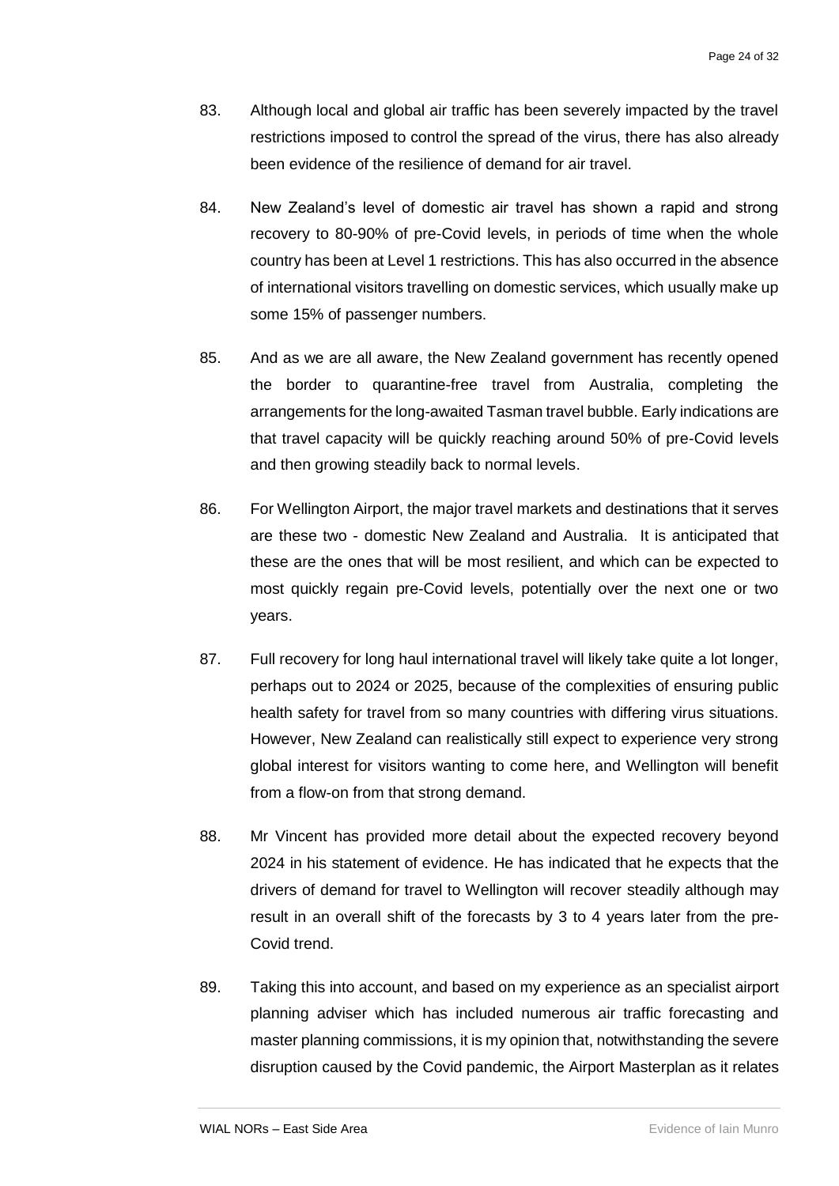83. Although local and global air traffic has been severely impacted by the travel restrictions imposed to control the spread of the virus, there has also already been evidence of the resilience of demand for air travel.

84. New Zealand's level of domestic air travel has shown a rapid and strong recovery to 80-90% of pre-Covid levels, in periods of time when the whole country has been at Level 1 restrictions. This has also occurred in the absence of international visitors travelling on domestic services, which usually make up some 15% of passenger numbers.

85. And as we are all aware, the New Zealand government has recently opened the border to quarantine-free travel from Australia, completing the arrangements for the long-awaited Tasman travel bubble. Early indications are that travel capacity will be quickly reaching around 50% of pre-Covid levels and then growing steadily back to normal levels.

86. For Wellington Airport, the major travel markets and destinations that it serves are these two - domestic New Zealand and Australia. It is anticipated that these are the ones that will be most resilient, and which can be expected to most quickly regain pre-Covid levels, potentially over the next one or two years.

87. Full recovery for long haul international travel will likely take quite a lot longer, perhaps out to 2024 or 2025, because of the complexities of ensuring public health safety for travel from so many countries with differing virus situations. However, New Zealand can realistically still expect to experience very strong global interest for visitors wanting to come here, and Wellington will benefit from a flow-on from that strong demand.

88. Mr Vincent has provided more detail about the expected recovery beyond 2024 in his statement of evidence. He has indicated that he expects that the drivers of demand for travel to Wellington will recover steadily although may result in an overall shift of the forecasts by 3 to 4 years later from the pre-Covid trend.

89. Taking this into account, and based on my experience as an specialist airport planning adviser which has included numerous air traffic forecasting and master planning commissions, it is my opinion that, notwithstanding the severe disruption caused by the Covid pandemic, the Airport Masterplan as it relates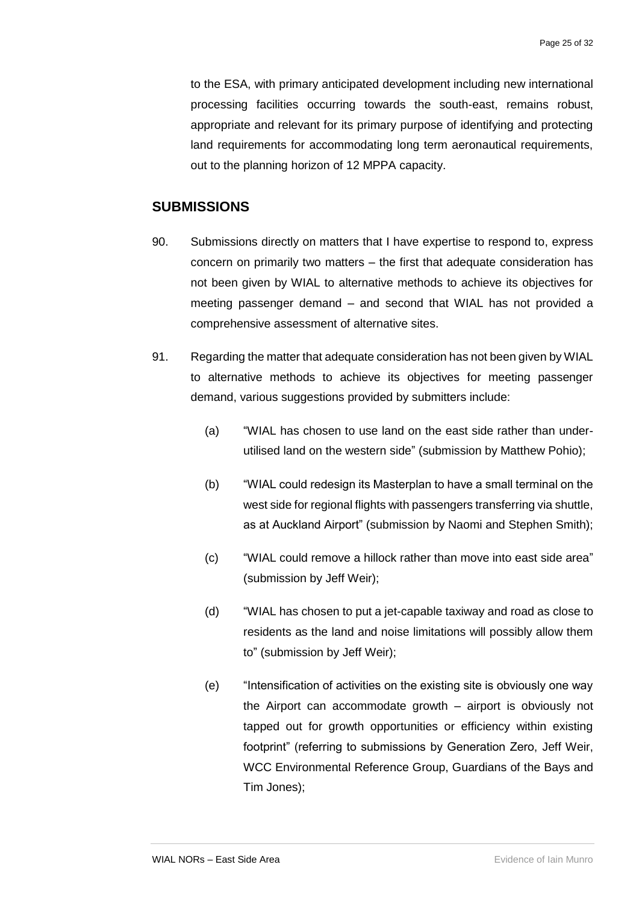to the ESA, with primary anticipated development including new international processing facilities occurring towards the south-east, remains robust, appropriate and relevant for its primary purpose of identifying and protecting land requirements for accommodating long term aeronautical requirements, out to the planning horizon of 12 MPPA capacity.

## SUBMISSIONS

90. Submissions directly on matters that I have expertise to respond to, express concern on primarily two matters – the first that adequate consideration has not been given by WIAL to alternative methods to achieve its objectives for meeting passenger demand – and second that WIAL has not provided a comprehensive assessment of alternative sites.

91. Regarding the matter that adequate consideration has not been given by WIAL to alternative methods to achieve its objectives for meeting passenger demand, various suggestions provided by submitters include:

    (a) "WIAL has chosen to use land on the east side rather than under-utilised land on the western side" (submission by Matthew Pohio);

    (b) "WIAL could redesign its Masterplan to have a small terminal on the west side for regional flights with passengers transferring via shuttle, as at Auckland Airport" (submission by Naomi and Stephen Smith);

    (c) "WIAL could remove a hillock rather than move into east side area" (submission by Jeff Weir);

    (d) "WIAL has chosen to put a jet-capable taxiway and road as close to residents as the land and noise limitations will possibly allow them to" (submission by Jeff Weir);

    (e) "Intensification of activities on the existing site is obviously one way the Airport can accommodate growth – airport is obviously not tapped out for growth opportunities or efficiency within existing footprint" (referring to submissions by Generation Zero, Jeff Weir, WCC Environmental Reference Group, Guardians of the Bays and Tim Jones);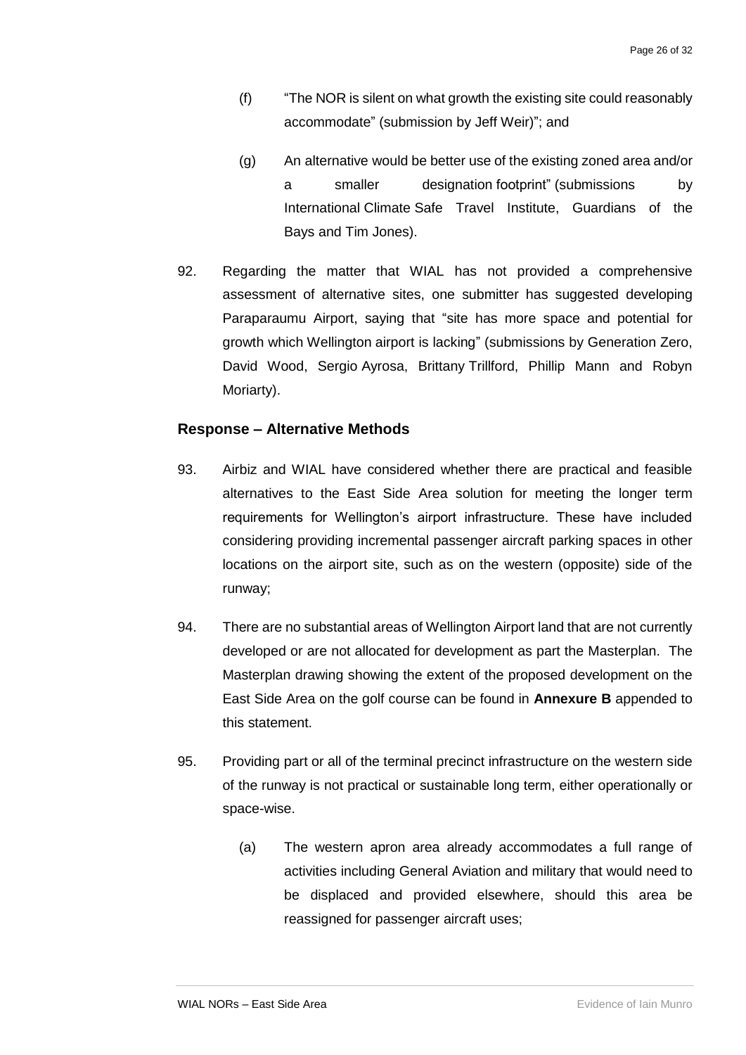(f) "The NOR is silent on what growth the existing site could reasonably accommodate" (submission by Jeff Weir)"; and

(g) An alternative would be better use of the existing zoned area and/or a smaller designation footprint" (submissions by International Climate Safe Travel Institute, Guardians of the Bays and Tim Jones).

92. Regarding the matter that WIAL has not provided a comprehensive assessment of alternative sites, one submitter has suggested developing Paraparaumu Airport, saying that "site has more space and potential for growth which Wellington airport is lacking" (submissions by Generation Zero, David Wood, Sergio Ayrosa, Brittany Trillford, Phillip Mann and Robyn Moriarty).

## Response – Alternative Methods

93. Airbiz and WIAL have considered whether there are practical and feasible alternatives to the East Side Area solution for meeting the longer term requirements for Wellington's airport infrastructure. These have included considering providing incremental passenger aircraft parking spaces in other locations on the airport site, such as on the western (opposite) side of the runway;

94. There are no substantial areas of Wellington Airport land that are not currently developed or are not allocated for development as part the Masterplan. The Masterplan drawing showing the extent of the proposed development on the East Side Area on the golf course can be found in **Annexure B** appended to this statement.

95. Providing part or all of the terminal precinct infrastructure on the western side of the runway is not practical or sustainable long term, either operationally or space-wise.

   (a) The western apron area already accommodates a full range of activities including General Aviation and military that would need to be displaced and provided elsewhere, should this area be reassigned for passenger aircraft uses;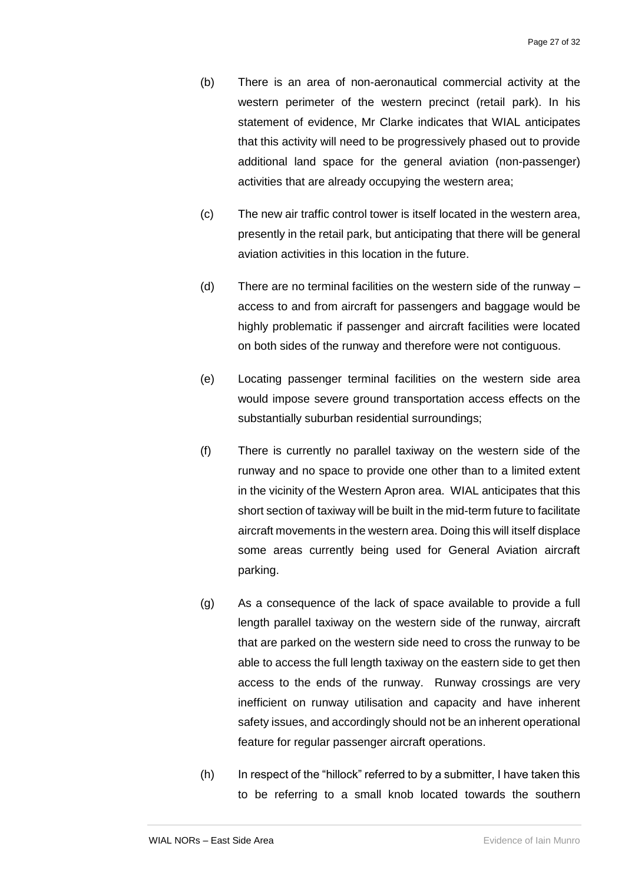(b) There is an area of non-aeronautical commercial activity at the western perimeter of the western precinct (retail park). In his statement of evidence, Mr Clarke indicates that WIAL anticipates that this activity will need to be progressively phased out to provide additional land space for the general aviation (non-passenger) activities that are already occupying the western area;

(c) The new air traffic control tower is itself located in the western area, presently in the retail park, but anticipating that there will be general aviation activities in this location in the future.

(d) There are no terminal facilities on the western side of the runway – access to and from aircraft for passengers and baggage would be highly problematic if passenger and aircraft facilities were located on both sides of the runway and therefore were not contiguous.

(e) Locating passenger terminal facilities on the western side area would impose severe ground transportation access effects on the substantially suburban residential surroundings;

(f) There is currently no parallel taxiway on the western side of the runway and no space to provide one other than to a limited extent in the vicinity of the Western Apron area. WIAL anticipates that this short section of taxiway will be built in the mid-term future to facilitate aircraft movements in the western area. Doing this will itself displace some areas currently being used for General Aviation aircraft parking.

(g) As a consequence of the lack of space available to provide a full length parallel taxiway on the western side of the runway, aircraft that are parked on the western side need to cross the runway to be able to access the full length taxiway on the eastern side to get then access to the ends of the runway. Runway crossings are very inefficient on runway utilisation and capacity and have inherent safety issues, and accordingly should not be an inherent operational feature for regular passenger aircraft operations.

(h) In respect of the "hillock" referred to by a submitter, I have taken this to be referring to a small knob located towards the southern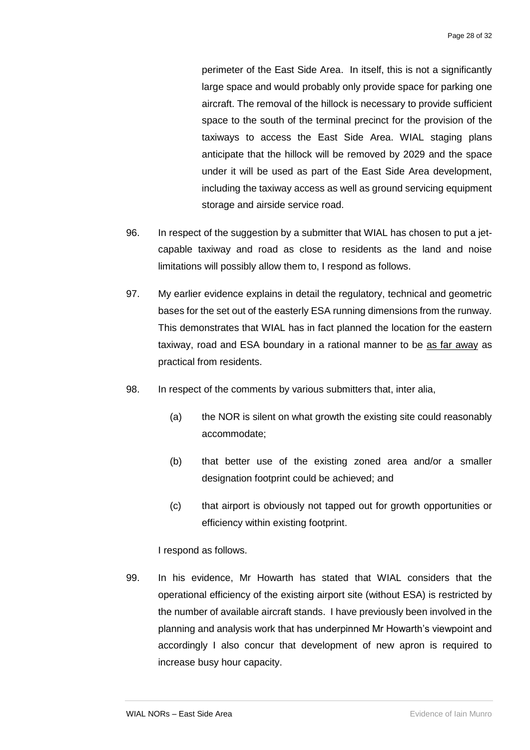perimeter of the East Side Area. In itself, this is not a significantly large space and would probably only provide space for parking one aircraft. The removal of the hillock is necessary to provide sufficient space to the south of the terminal precinct for the provision of the taxiways to access the East Side Area. WIAL staging plans anticipate that the hillock will be removed by 2029 and the space under it will be used as part of the East Side Area development, including the taxiway access as well as ground servicing equipment storage and airside service road.

96. In respect of the suggestion by a submitter that WIAL has chosen to put a jet-capable taxiway and road as close to residents as the land and noise limitations will possibly allow them to, I respond as follows.

97. My earlier evidence explains in detail the regulatory, technical and geometric bases for the set out of the easterly ESA running dimensions from the runway. This demonstrates that WIAL has in fact planned the location for the eastern taxiway, road and ESA boundary in a rational manner to be <u>as far away</u> as practical from residents.

98. In respect of the comments by various submitters that, inter alia,

    (a) the NOR is silent on what growth the existing site could reasonably accommodate;

    (b) that better use of the existing zoned area and/or a smaller designation footprint could be achieved; and

    (c) that airport is obviously not tapped out for growth opportunities or efficiency within existing footprint.

    I respond as follows.

99. In his evidence, Mr Howarth has stated that WIAL considers that the operational efficiency of the existing airport site (without ESA) is restricted by the number of available aircraft stands. I have previously been involved in the planning and analysis work that has underpinned Mr Howarth's viewpoint and accordingly I also concur that development of new apron is required to increase busy hour capacity.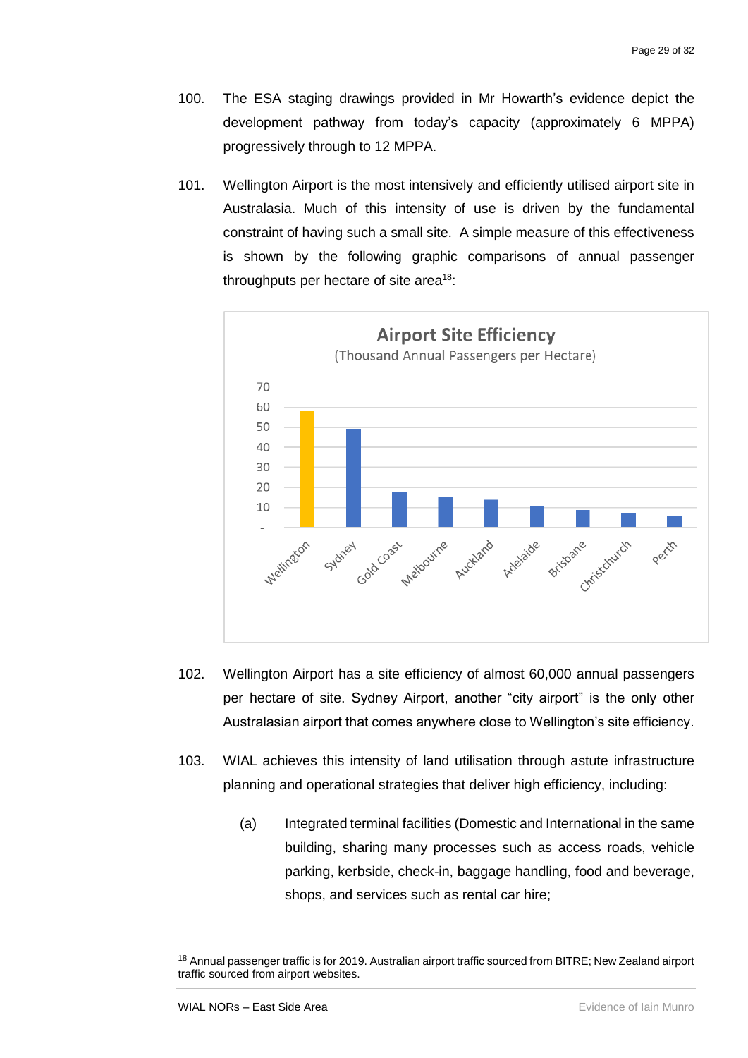100. The ESA staging drawings provided in Mr Howarth's evidence depict the development pathway from today's capacity (approximately 6 MPPA) progressively through to 12 MPPA.

101. Wellington Airport is the most intensively and efficiently utilised airport site in Australasia. Much of this intensity of use is driven by the fundamental constraint of having such a small site. A simple measure of this effectiveness is shown by the following graphic comparisons of annual passenger throughputs per hectare of site area[18]:

**Airport Site Efficiency**

(Thousand Annual Passengers per Hectare)

| Airport | Thousand Annual Passengers per Hectare (approx.) |
|---|---|
| Wellington | 58 |
| Sydney | 49 |
| Gold Coast | 17 |
| Melbourne | 15 |
| Auckland | 13 |
| Adelaide | 10 |
| Brisbane | 8 |
| Christchurch | 6 |
| Perth | 5 |

102. Wellington Airport has a site efficiency of almost 60,000 annual passengers per hectare of site. Sydney Airport, another "city airport" is the only other Australasian airport that comes anywhere close to Wellington's site efficiency.

103. WIAL achieves this intensity of land utilisation through astute infrastructure planning and operational strategies that deliver high efficiency, including:

   (a) Integrated terminal facilities (Domestic and International in the same building, sharing many processes such as access roads, vehicle parking, kerbside, check-in, baggage handling, food and beverage, shops, and services such as rental car hire;

[18] Annual passenger traffic is for 2019. Australian airport traffic sourced from BITRE; New Zealand airport traffic sourced from airport websites.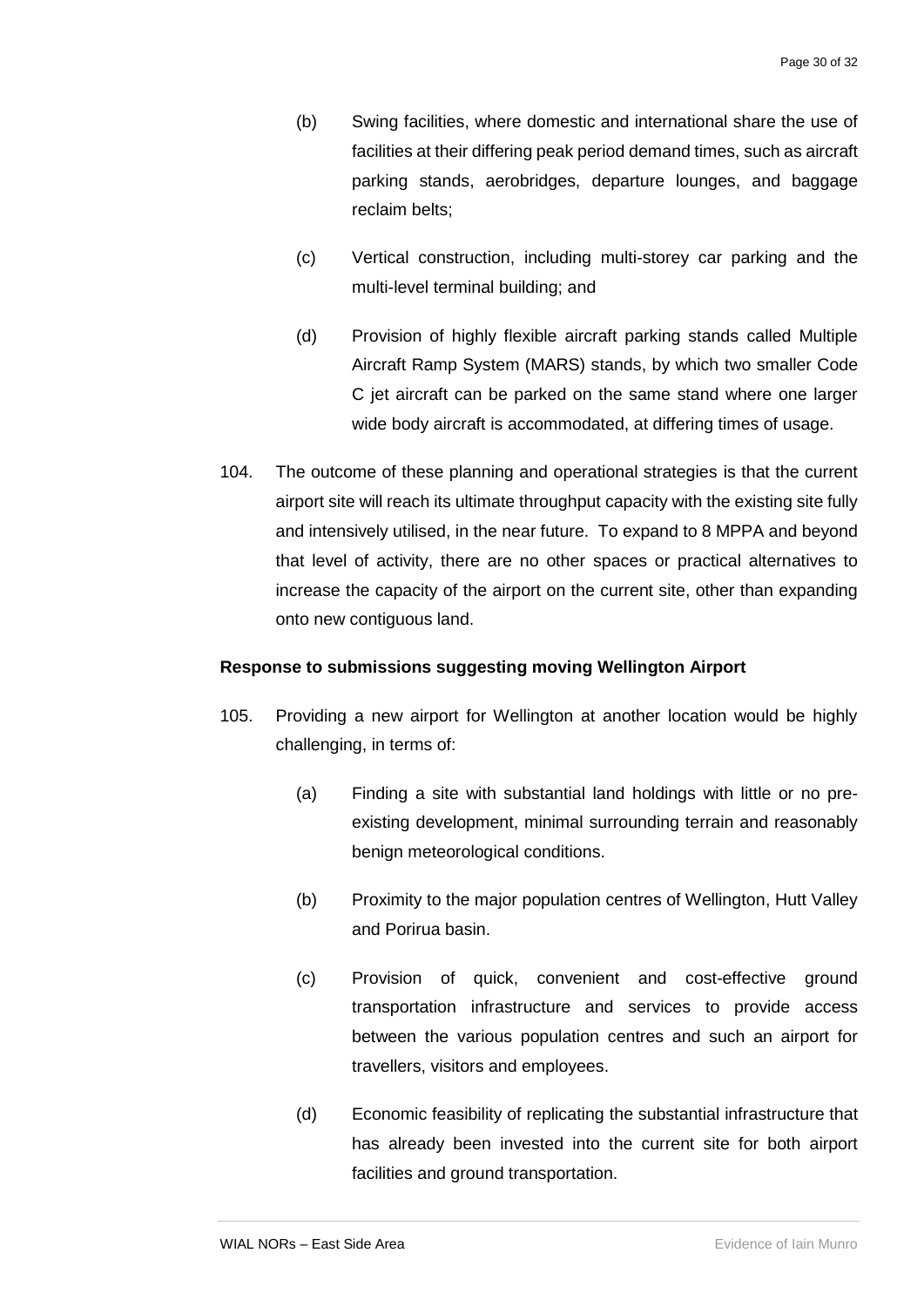(b) Swing facilities, where domestic and international share the use of facilities at their differing peak period demand times, such as aircraft parking stands, aerobridges, departure lounges, and baggage reclaim belts;

(c) Vertical construction, including multi-storey car parking and the multi-level terminal building; and

(d) Provision of highly flexible aircraft parking stands called Multiple Aircraft Ramp System (MARS) stands, by which two smaller Code C jet aircraft can be parked on the same stand where one larger wide body aircraft is accommodated, at differing times of usage.

104. The outcome of these planning and operational strategies is that the current airport site will reach its ultimate throughput capacity with the existing site fully and intensively utilised, in the near future. To expand to 8 MPPA and beyond that level of activity, there are no other spaces or practical alternatives to increase the capacity of the airport on the current site, other than expanding onto new contiguous land.

**Response to submissions suggesting moving Wellington Airport**

105. Providing a new airport for Wellington at another location would be highly challenging, in terms of:

(a) Finding a site with substantial land holdings with little or no pre-existing development, minimal surrounding terrain and reasonably benign meteorological conditions.

(b) Proximity to the major population centres of Wellington, Hutt Valley and Porirua basin.

(c) Provision of quick, convenient and cost-effective ground transportation infrastructure and services to provide access between the various population centres and such an airport for travellers, visitors and employees.

(d) Economic feasibility of replicating the substantial infrastructure that has already been invested into the current site for both airport facilities and ground transportation.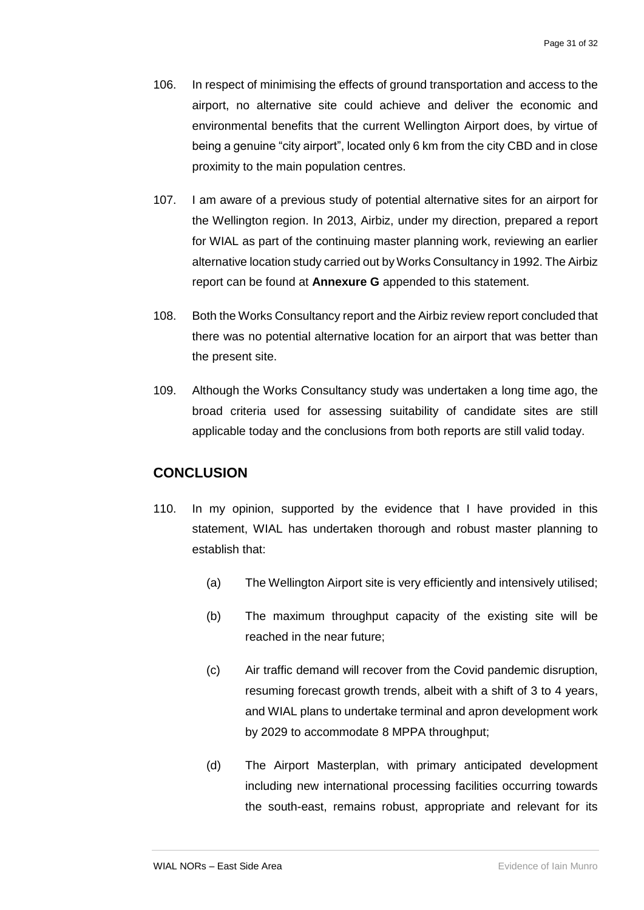106. In respect of minimising the effects of ground transportation and access to the airport, no alternative site could achieve and deliver the economic and environmental benefits that the current Wellington Airport does, by virtue of being a genuine "city airport", located only 6 km from the city CBD and in close proximity to the main population centres.

107. I am aware of a previous study of potential alternative sites for an airport for the Wellington region. In 2013, Airbiz, under my direction, prepared a report for WIAL as part of the continuing master planning work, reviewing an earlier alternative location study carried out by Works Consultancy in 1992. The Airbiz report can be found at **Annexure G** appended to this statement.

108. Both the Works Consultancy report and the Airbiz review report concluded that there was no potential alternative location for an airport that was better than the present site.

109. Although the Works Consultancy study was undertaken a long time ago, the broad criteria used for assessing suitability of candidate sites are still applicable today and the conclusions from both reports are still valid today.

## CONCLUSION

110. In my opinion, supported by the evidence that I have provided in this statement, WIAL has undertaken thorough and robust master planning to establish that:

    (a) The Wellington Airport site is very efficiently and intensively utilised;

    (b) The maximum throughput capacity of the existing site will be reached in the near future;

    (c) Air traffic demand will recover from the Covid pandemic disruption, resuming forecast growth trends, albeit with a shift of 3 to 4 years, and WIAL plans to undertake terminal and apron development work by 2029 to accommodate 8 MPPA throughput;

    (d) The Airport Masterplan, with primary anticipated development including new international processing facilities occurring towards the south-east, remains robust, appropriate and relevant for its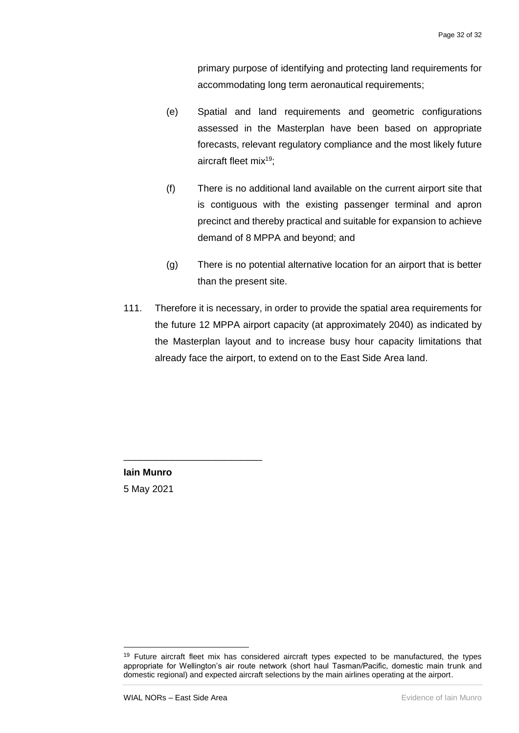primary purpose of identifying and protecting land requirements for accommodating long term aeronautical requirements;

(e) Spatial and land requirements and geometric configurations assessed in the Masterplan have been based on appropriate forecasts, relevant regulatory compliance and the most likely future aircraft fleet mix[19];

(f) There is no additional land available on the current airport site that is contiguous with the existing passenger terminal and apron precinct and thereby practical and suitable for expansion to achieve demand of 8 MPPA and beyond; and

(g) There is no potential alternative location for an airport that is better than the present site.

111. Therefore it is necessary, in order to provide the spatial area requirements for the future 12 MPPA airport capacity (at approximately 2040) as indicated by the Masterplan layout and to increase busy hour capacity limitations that already face the airport, to extend on to the East Side Area land.

\_\_\_\_\_\_\_\_\_\_\_\_\_\_\_\_\_\_\_\_\_\_\_\_\_\_

**Iain Munro**

5 May 2021

---

[19] Future aircraft fleet mix has considered aircraft types expected to be manufactured, the types appropriate for Wellington's air route network (short haul Tasman/Pacific, domestic main trunk and domestic regional) and expected aircraft selections by the main airlines operating at the airport.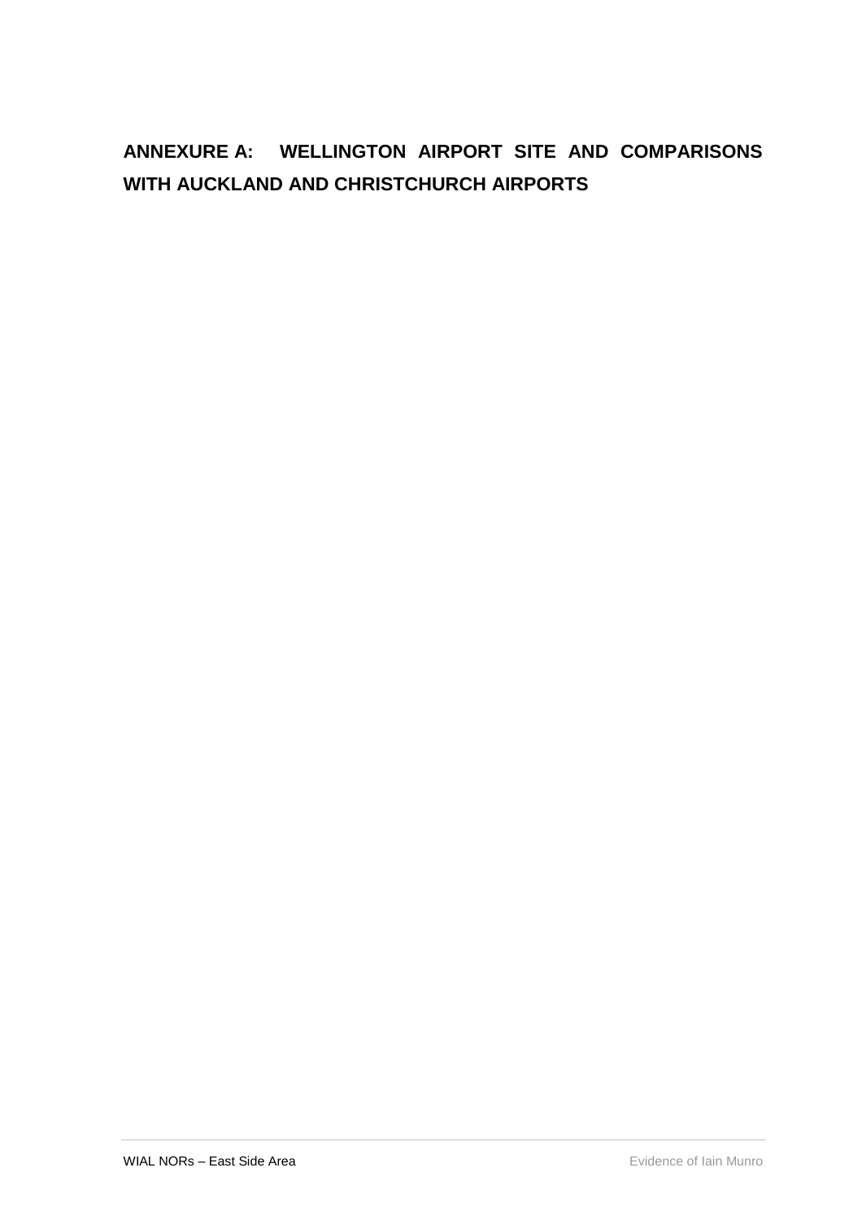# ANNEXURE A: WELLINGTON AIRPORT SITE AND COMPARISONS WITH AUCKLAND AND CHRISTCHURCH AIRPORTS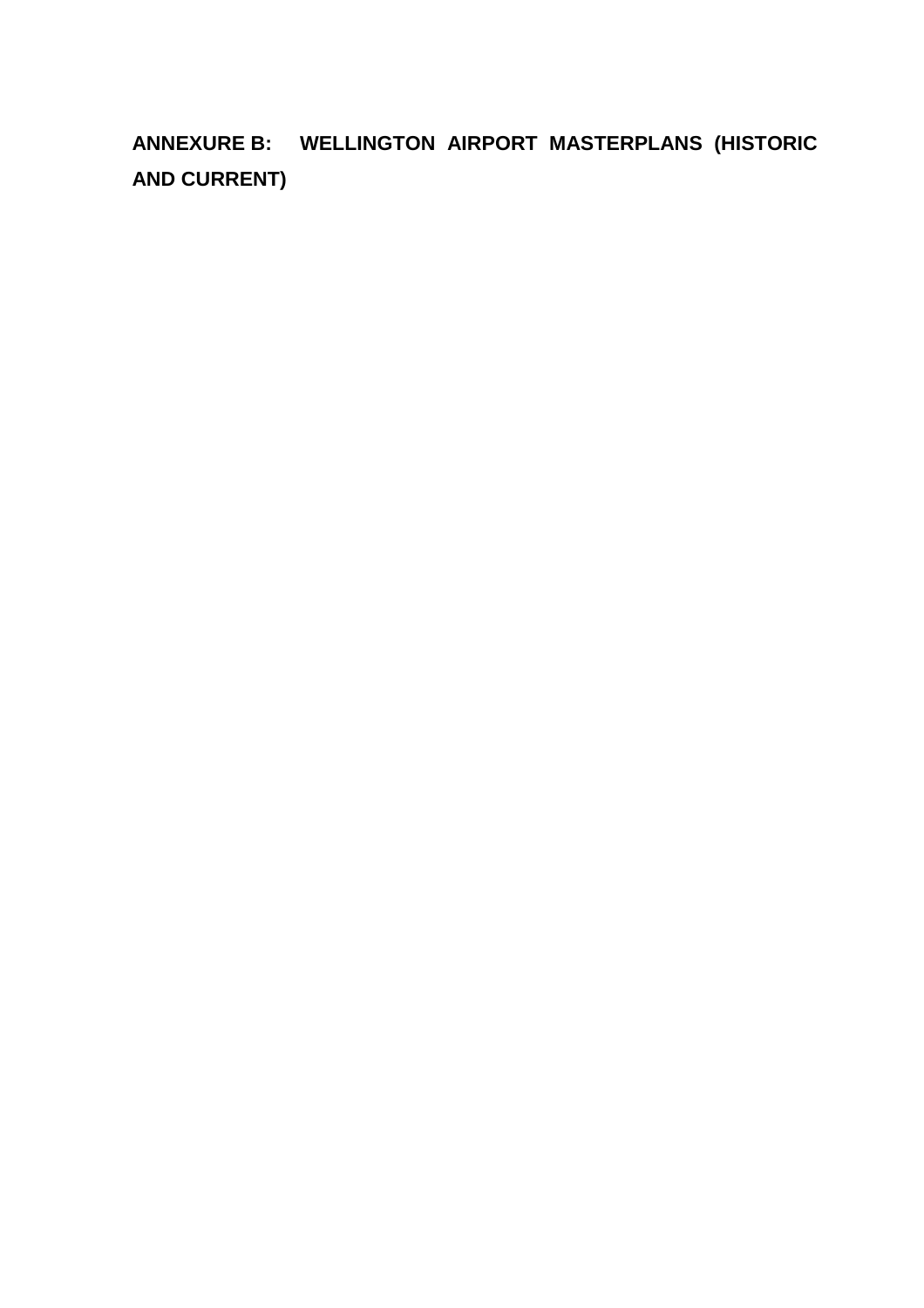# ANNEXURE B: WELLINGTON AIRPORT MASTERPLANS (HISTORIC AND CURRENT)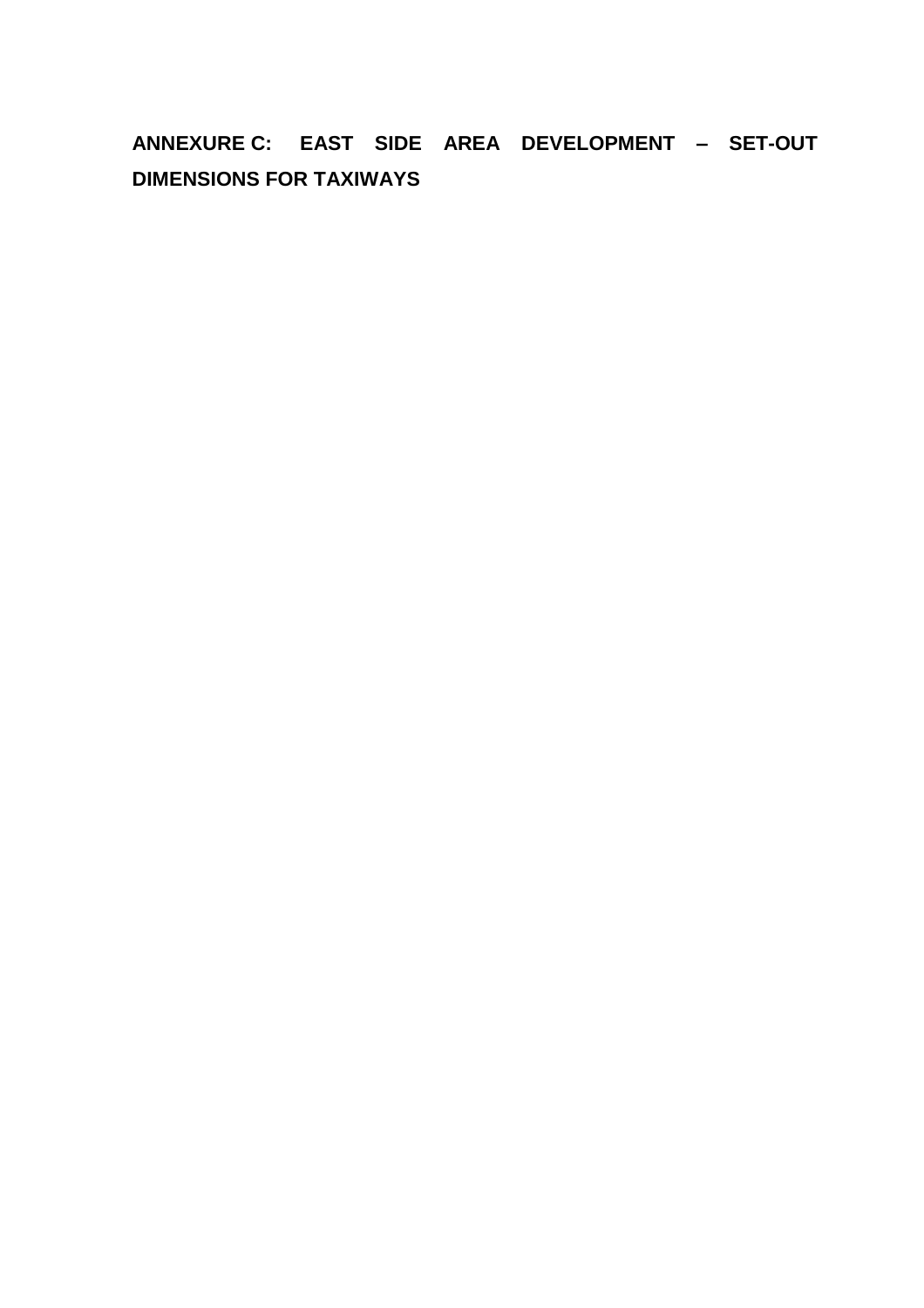## ANNEXURE C: EAST SIDE AREA DEVELOPMENT – SET-OUT DIMENSIONS FOR TAXIWAYS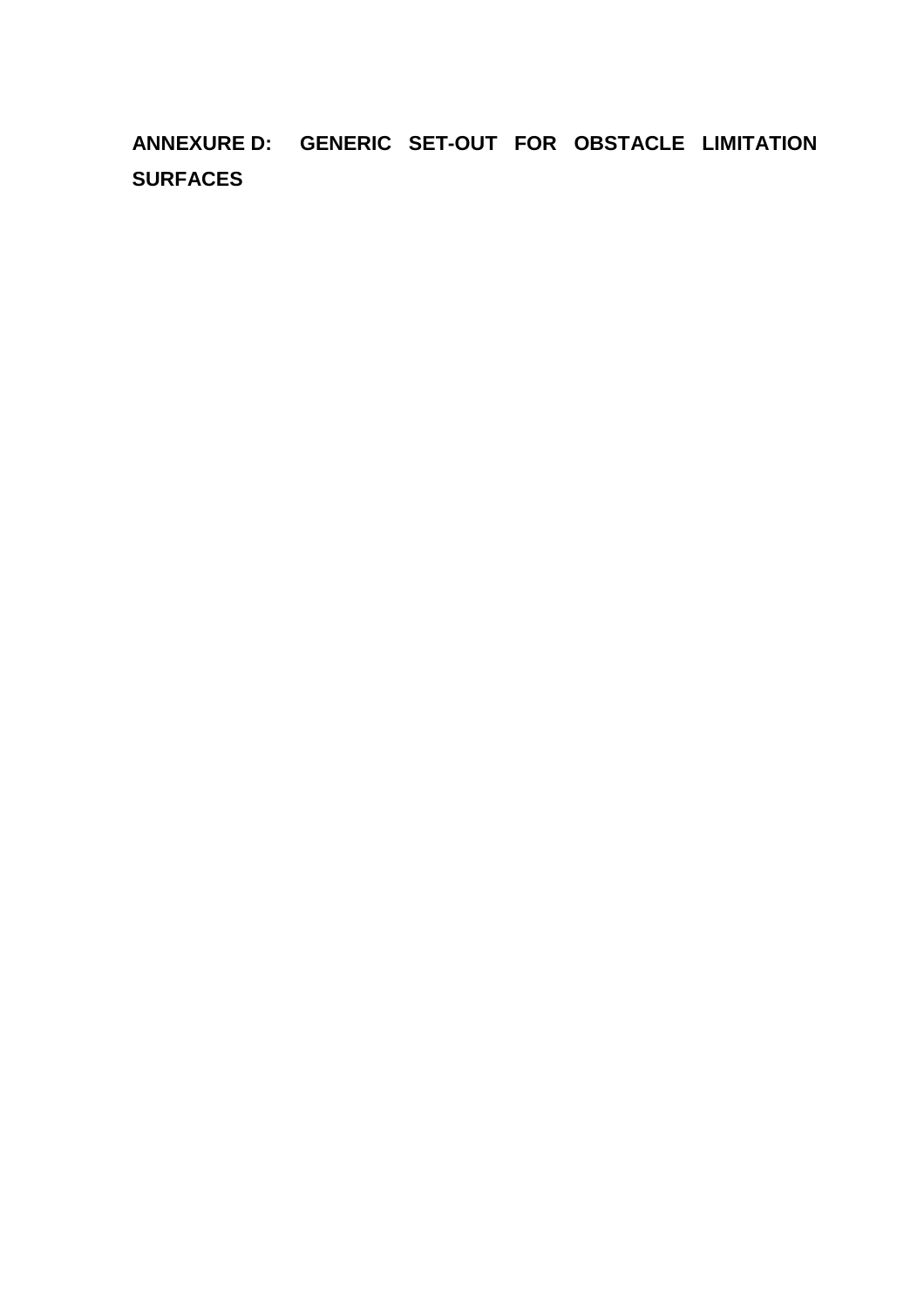## ANNEXURE D: GENERIC SET-OUT FOR OBSTACLE LIMITATION SURFACES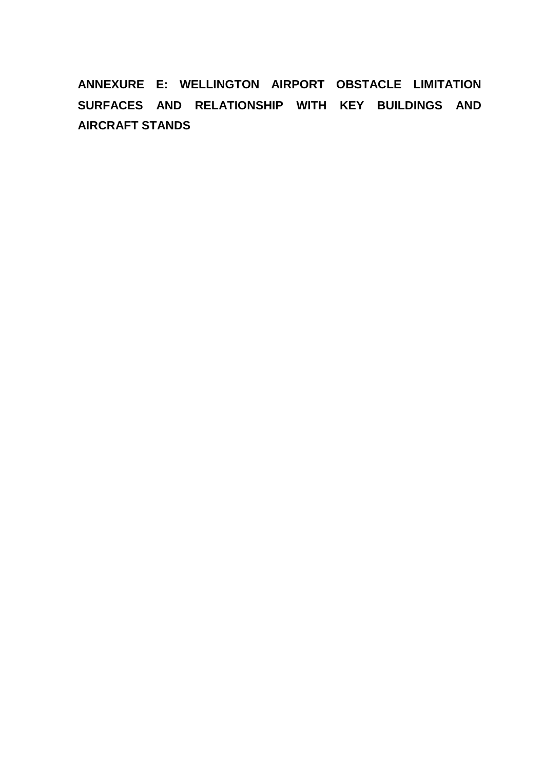**ANNEXURE E: WELLINGTON AIRPORT OBSTACLE LIMITATION SURFACES AND RELATIONSHIP WITH KEY BUILDINGS AND AIRCRAFT STANDS**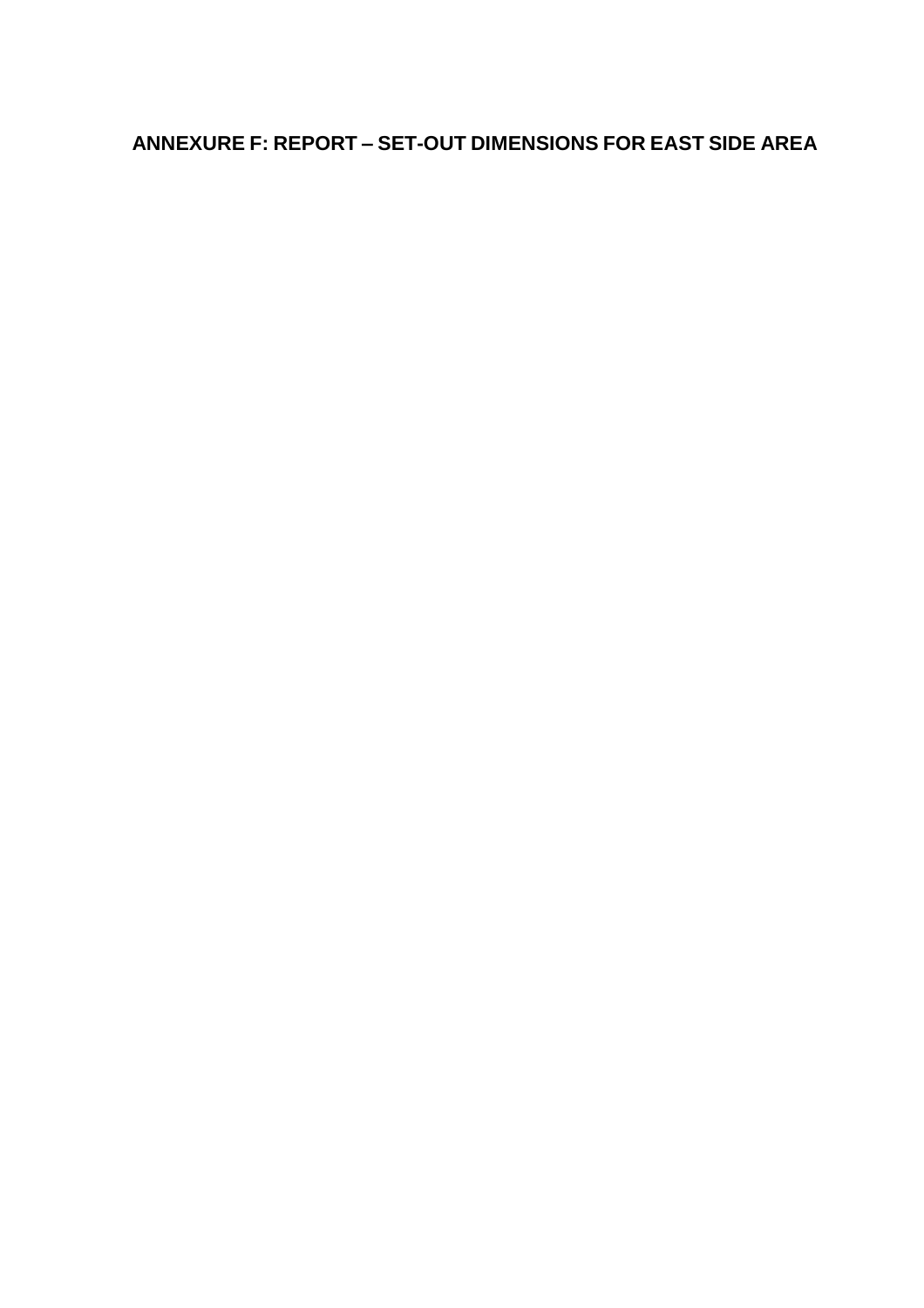# ANNEXURE F: REPORT – SET-OUT DIMENSIONS FOR EAST SIDE AREA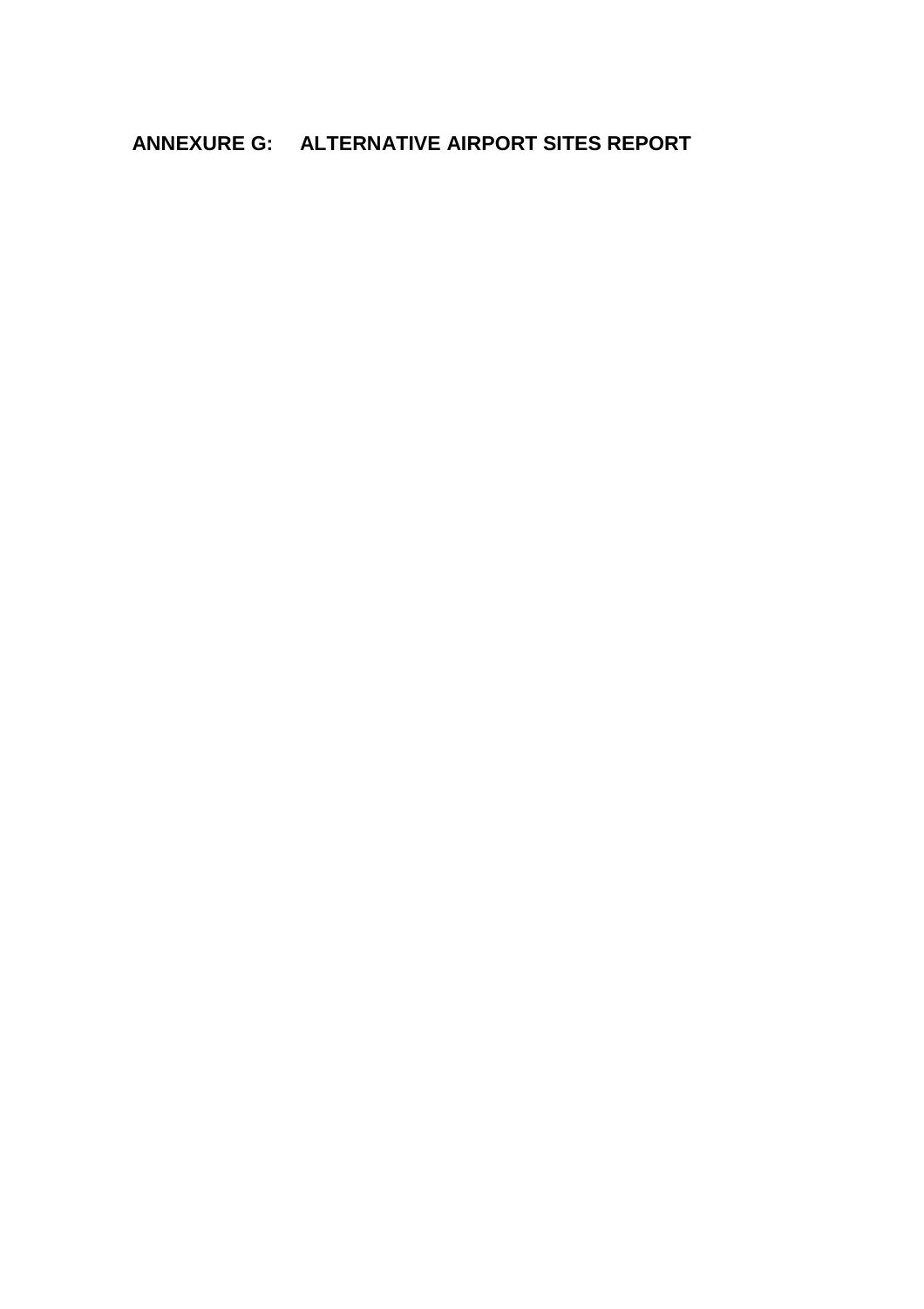# ANNEXURE G: ALTERNATIVE AIRPORT SITES REPORT